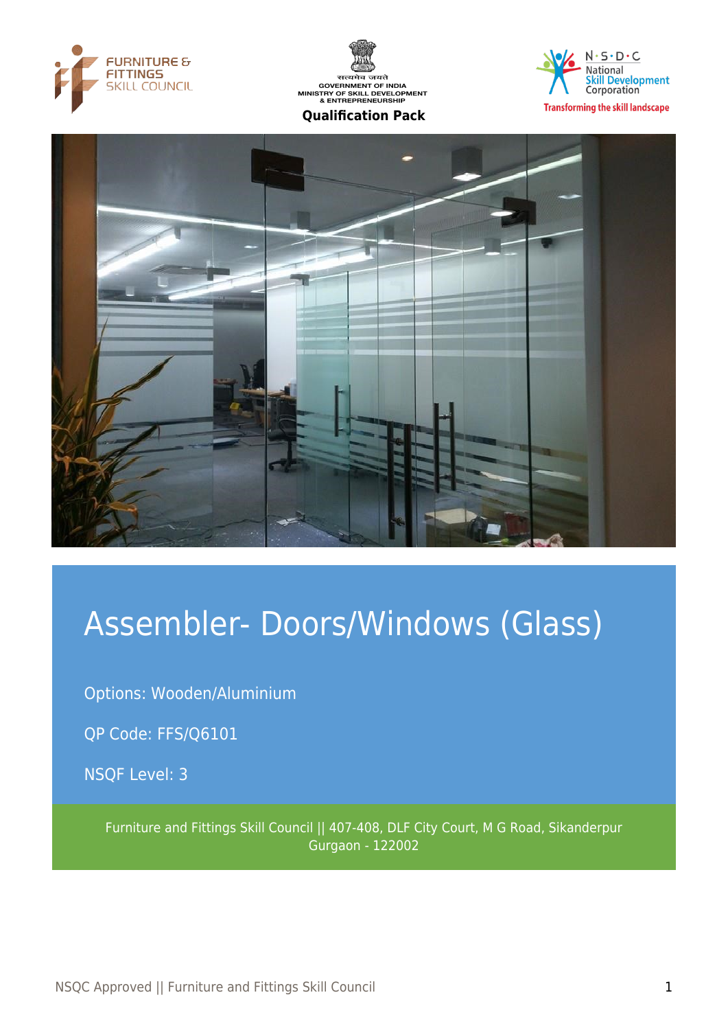FURNITURE & FITTINGS SKILL COUNCIL

सत्यमेव जयते
GOVERNMENT OF INDIA
MINISTRY OF SKILL DEVELOPMENT & ENTREPRENEURSHIP

**Qualification Pack**

N·S·D·C National Skill Development Corporation
Transforming the skill landscape

# Assembler- Doors/Windows (Glass)

Options: Wooden/Aluminium

QP Code: FFS/Q6101

NSQF Level: 3

Furniture and Fittings Skill Council || 407-408, DLF City Court, M G Road, Sikanderpur Gurgaon - 122002

NSQC Approved || Furniture and Fittings Skill Council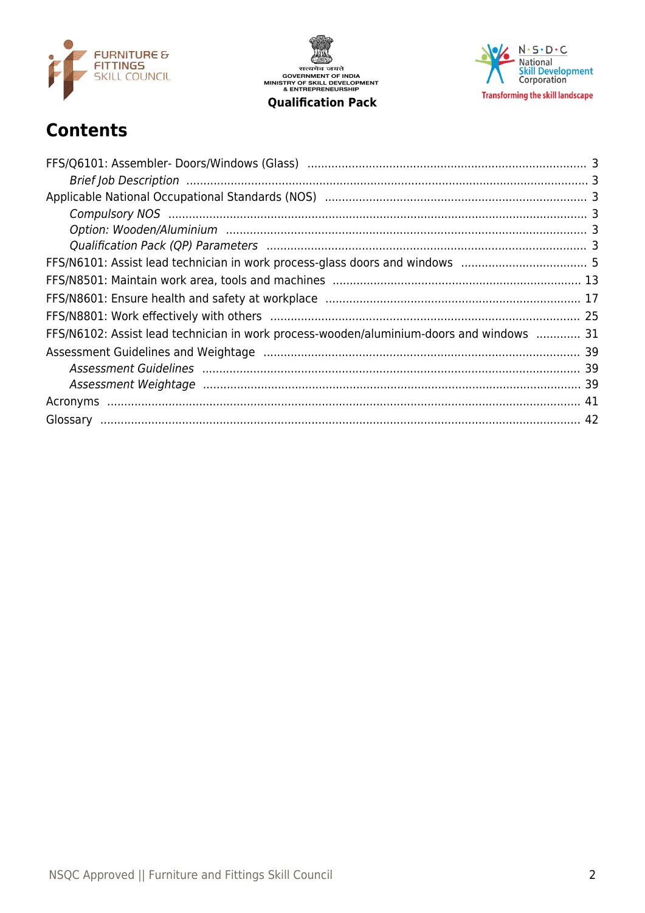# Contents

FFS/Q6101: Assembler- Doors/Windows (Glass) ..................................................................... 3

*Brief Job Description* ..................................................................... 3

Applicable National Occupational Standards (NOS) ..................................................................... 3

*Compulsory NOS* ..................................................................... 3

*Option: Wooden/Aluminium* ..................................................................... 3

*Qualification Pack (QP) Parameters* ..................................................................... 3

FFS/N6101: Assist lead technician in work process-glass doors and windows ..................................... 5

FFS/N8501: Maintain work area, tools and machines ..................................................................... 13

FFS/N8601: Ensure health and safety at workplace ..................................................................... 17

FFS/N8801: Work effectively with others ..................................................................... 25

FFS/N6102: Assist lead technician in work process-wooden/aluminium-doors and windows ............. 31

Assessment Guidelines and Weightage ..................................................................... 39

*Assessment Guidelines* ..................................................................... 39

*Assessment Weightage* ..................................................................... 39

Acronyms ..................................................................... 41

Glossary ..................................................................... 42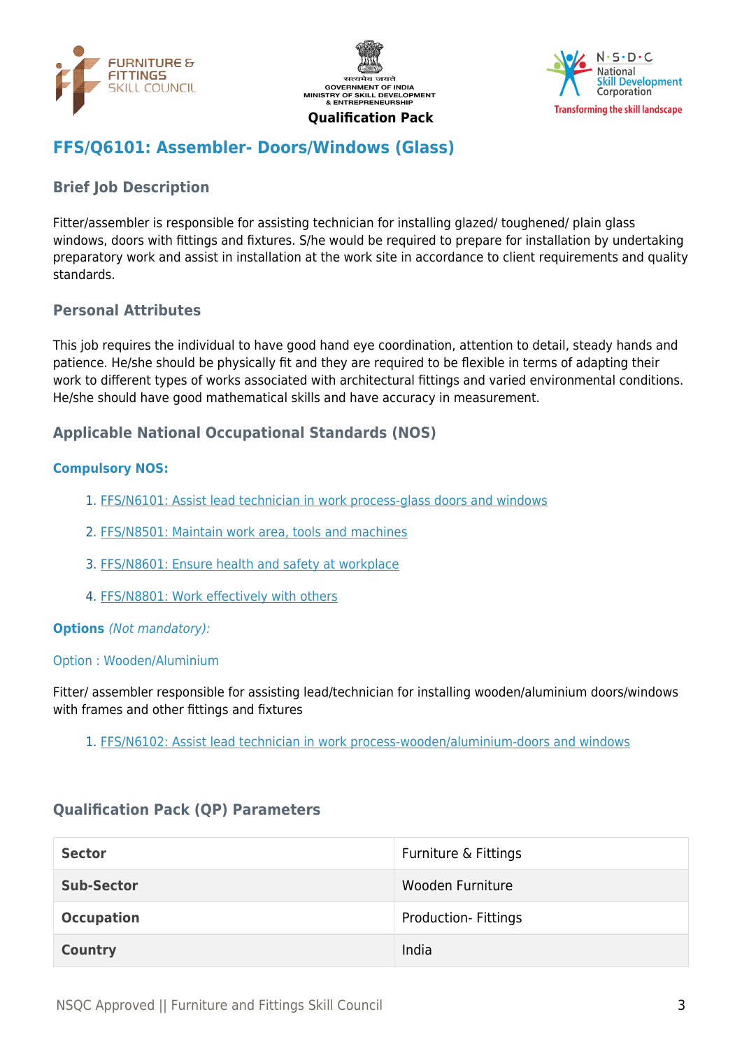Qualification Pack

# FFS/Q6101: Assembler- Doors/Windows (Glass)

## Brief Job Description

Fitter/assembler is responsible for assisting technician for installing glazed/ toughened/ plain glass windows, doors with fittings and fixtures. S/he would be required to prepare for installation by undertaking preparatory work and assist in installation at the work site in accordance to client requirements and quality standards.

## Personal Attributes

This job requires the individual to have good hand eye coordination, attention to detail, steady hands and patience. He/she should be physically fit and they are required to be flexible in terms of adapting their work to different types of works associated with architectural fittings and varied environmental conditions. He/she should have good mathematical skills and have accuracy in measurement.

## Applicable National Occupational Standards (NOS)

### Compulsory NOS:

1. FFS/N6101: Assist lead technician in work process-glass doors and windows
2. FFS/N8501: Maintain work area, tools and machines
3. FFS/N8601: Ensure health and safety at workplace
4. FFS/N8801: Work effectively with others

**Options** *(Not mandatory):*

Option : Wooden/Aluminium

Fitter/ assembler responsible for assisting lead/technician for installing wooden/aluminium doors/windows with frames and other fittings and fixtures

1. FFS/N6102: Assist lead technician in work process-wooden/aluminium-doors and windows

## Qualification Pack (QP) Parameters

| | |
|---|---|
| **Sector** | Furniture & Fittings |
| **Sub-Sector** | Wooden Furniture |
| **Occupation** | Production- Fittings |
| **Country** | India |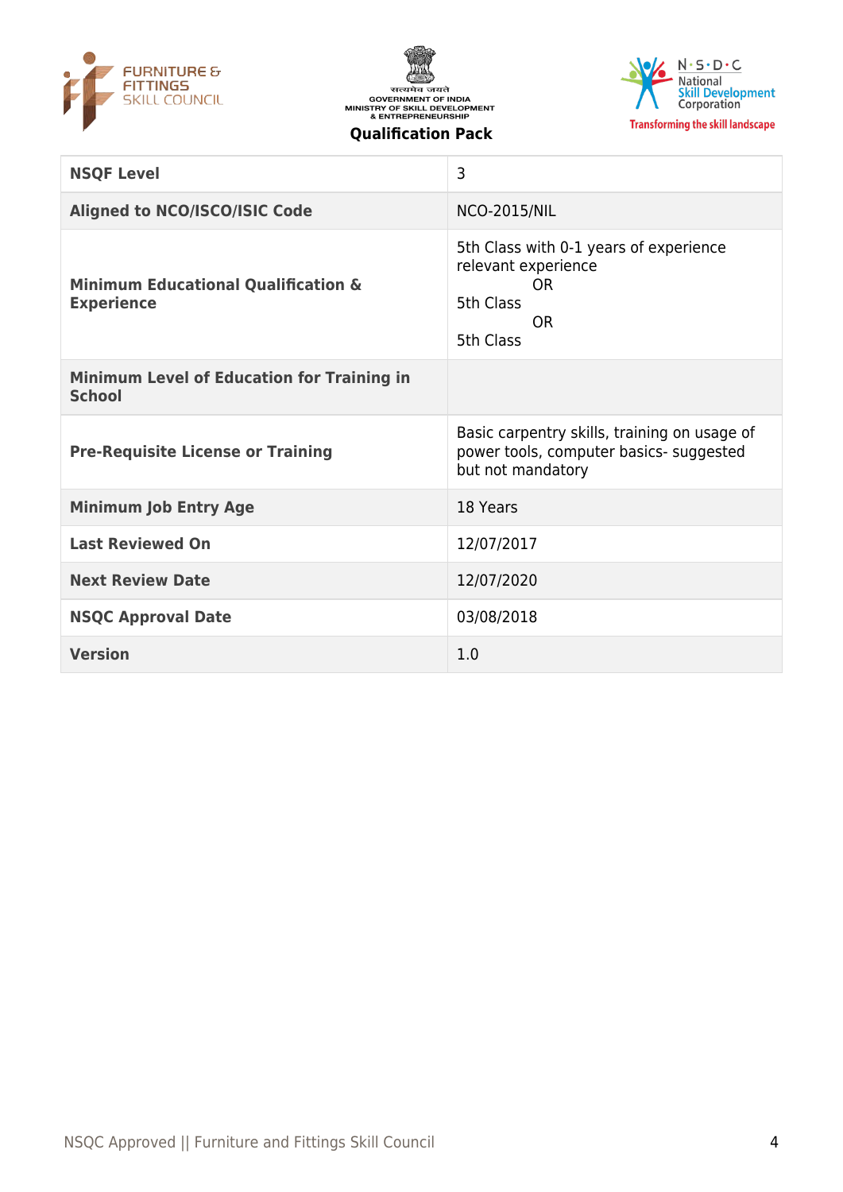| NSQF Level | 3 |
|---|---|
| Aligned to NCO/ISCO/ISIC Code | NCO-2015/NIL |
| Minimum Educational Qualification & Experience | 5th Class with 0-1 years of experience relevant experience<br>OR<br>5th Class<br>OR<br>5th Class |
| Minimum Level of Education for Training in School | |
| Pre-Requisite License or Training | Basic carpentry skills, training on usage of power tools, computer basics- suggested but not mandatory |
| Minimum Job Entry Age | 18 Years |
| Last Reviewed On | 12/07/2017 |
| Next Review Date | 12/07/2020 |
| NSQC Approval Date | 03/08/2018 |
| Version | 1.0 |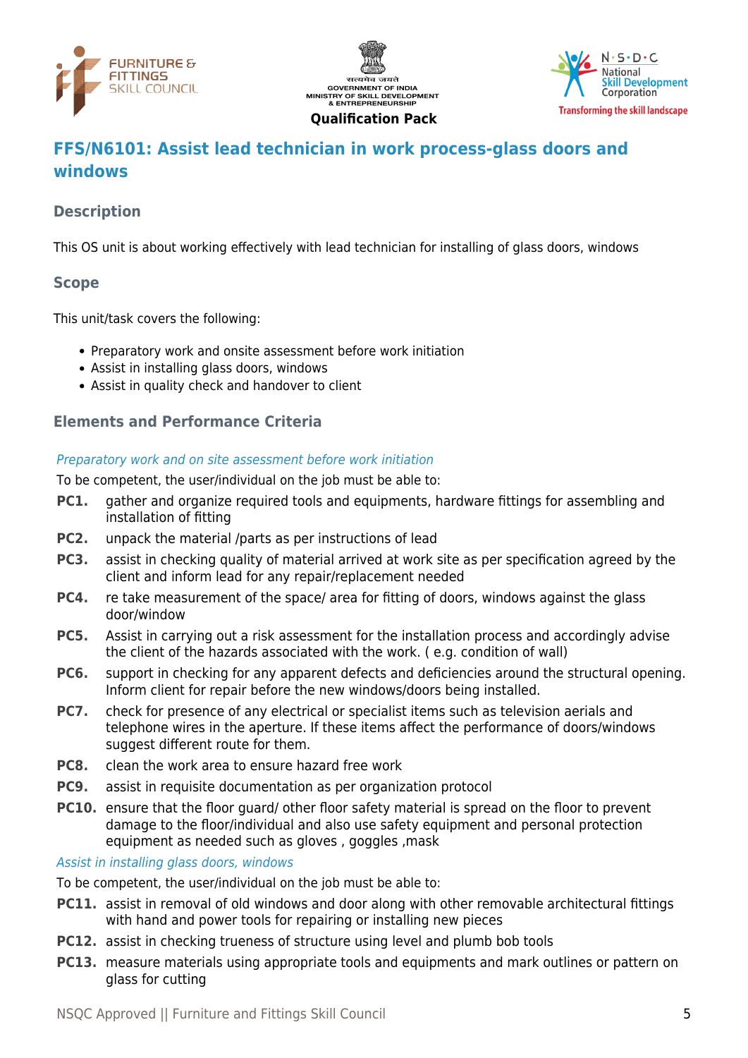## FFS/N6101: Assist lead technician in work process-glass doors and windows

### Description

This OS unit is about working effectively with lead technician for installing of glass doors, windows

### Scope

This unit/task covers the following:

- Preparatory work and onsite assessment before work initiation
- Assist in installing glass doors, windows
- Assist in quality check and handover to client

### Elements and Performance Criteria

*Preparatory work and on site assessment before work initiation*

To be competent, the user/individual on the job must be able to:

**PC1.** gather and organize required tools and equipments, hardware fittings for assembling and installation of fitting

**PC2.** unpack the material /parts as per instructions of lead

**PC3.** assist in checking quality of material arrived at work site as per specification agreed by the client and inform lead for any repair/replacement needed

**PC4.** re take measurement of the space/ area for fitting of doors, windows against the glass door/window

**PC5.** Assist in carrying out a risk assessment for the installation process and accordingly advise the client of the hazards associated with the work. ( e.g. condition of wall)

**PC6.** support in checking for any apparent defects and deficiencies around the structural opening. Inform client for repair before the new windows/doors being installed.

**PC7.** check for presence of any electrical or specialist items such as television aerials and telephone wires in the aperture. If these items affect the performance of doors/windows suggest different route for them.

**PC8.** clean the work area to ensure hazard free work

**PC9.** assist in requisite documentation as per organization protocol

**PC10.** ensure that the floor guard/ other floor safety material is spread on the floor to prevent damage to the floor/individual and also use safety equipment and personal protection equipment as needed such as gloves , goggles ,mask

*Assist in installing glass doors, windows*

To be competent, the user/individual on the job must be able to:

**PC11.** assist in removal of old windows and door along with other removable architectural fittings with hand and power tools for repairing or installing new pieces

**PC12.** assist in checking trueness of structure using level and plumb bob tools

**PC13.** measure materials using appropriate tools and equipments and mark outlines or pattern on glass for cutting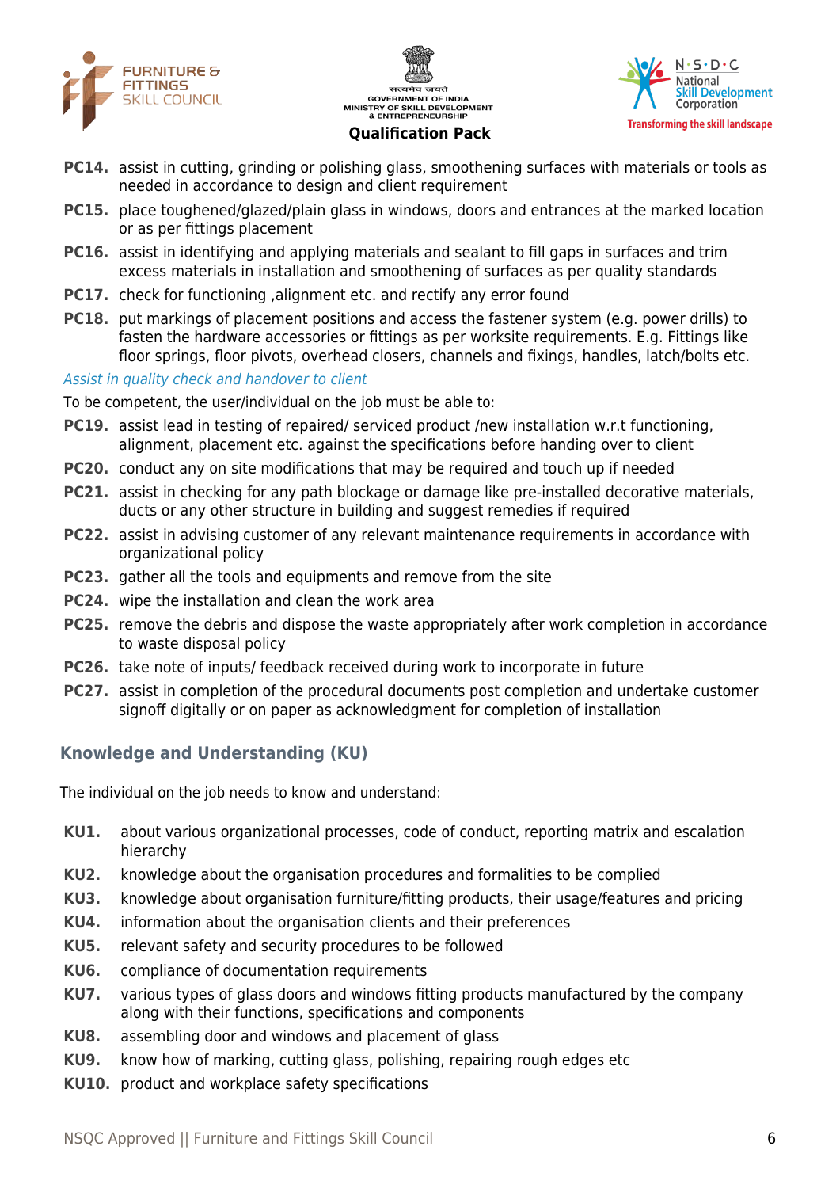**PC14.** assist in cutting, grinding or polishing glass, smoothening surfaces with materials or tools as needed in accordance to design and client requirement

**PC15.** place toughened/glazed/plain glass in windows, doors and entrances at the marked location or as per fittings placement

**PC16.** assist in identifying and applying materials and sealant to fill gaps in surfaces and trim excess materials in installation and smoothening of surfaces as per quality standards

**PC17.** check for functioning ,alignment etc. and rectify any error found

**PC18.** put markings of placement positions and access the fastener system (e.g. power drills) to fasten the hardware accessories or fittings as per worksite requirements. E.g. Fittings like floor springs, floor pivots, overhead closers, channels and fixings, handles, latch/bolts etc.

*Assist in quality check and handover to client*

To be competent, the user/individual on the job must be able to:

**PC19.** assist lead in testing of repaired/ serviced product /new installation w.r.t functioning, alignment, placement etc. against the specifications before handing over to client

**PC20.** conduct any on site modifications that may be required and touch up if needed

**PC21.** assist in checking for any path blockage or damage like pre-installed decorative materials, ducts or any other structure in building and suggest remedies if required

**PC22.** assist in advising customer of any relevant maintenance requirements in accordance with organizational policy

**PC23.** gather all the tools and equipments and remove from the site

**PC24.** wipe the installation and clean the work area

**PC25.** remove the debris and dispose the waste appropriately after work completion in accordance to waste disposal policy

**PC26.** take note of inputs/ feedback received during work to incorporate in future

**PC27.** assist in completion of the procedural documents post completion and undertake customer signoff digitally or on paper as acknowledgment for completion of installation

## Knowledge and Understanding (KU)

The individual on the job needs to know and understand:

**KU1.** about various organizational processes, code of conduct, reporting matrix and escalation hierarchy

**KU2.** knowledge about the organisation procedures and formalities to be complied

**KU3.** knowledge about organisation furniture/fitting products, their usage/features and pricing

**KU4.** information about the organisation clients and their preferences

**KU5.** relevant safety and security procedures to be followed

**KU6.** compliance of documentation requirements

**KU7.** various types of glass doors and windows fitting products manufactured by the company along with their functions, specifications and components

**KU8.** assembling door and windows and placement of glass

**KU9.** know how of marking, cutting glass, polishing, repairing rough edges etc

**KU10.** product and workplace safety specifications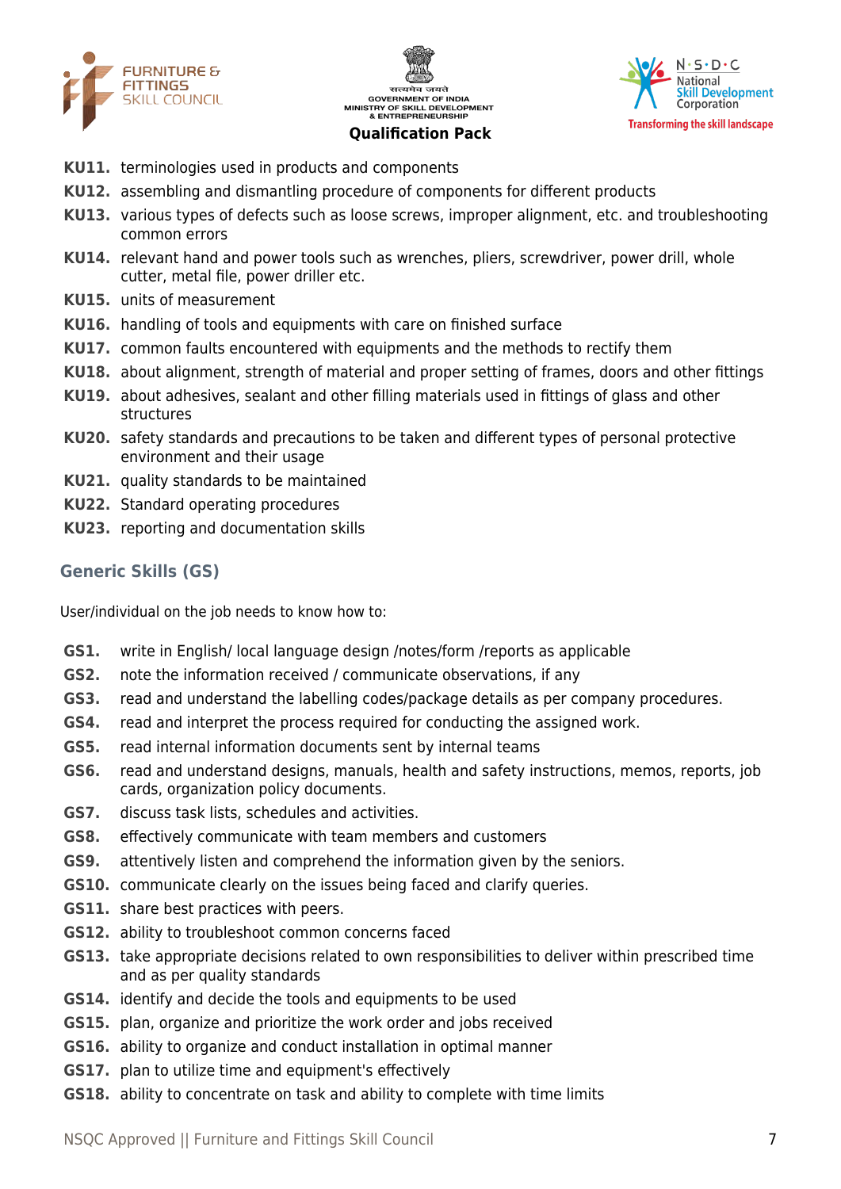**KU11.** terminologies used in products and components
**KU12.** assembling and dismantling procedure of components for different products
**KU13.** various types of defects such as loose screws, improper alignment, etc. and troubleshooting common errors
**KU14.** relevant hand and power tools such as wrenches, pliers, screwdriver, power drill, whole cutter, metal file, power driller etc.
**KU15.** units of measurement
**KU16.** handling of tools and equipments with care on finished surface
**KU17.** common faults encountered with equipments and the methods to rectify them
**KU18.** about alignment, strength of material and proper setting of frames, doors and other fittings
**KU19.** about adhesives, sealant and other filling materials used in fittings of glass and other structures
**KU20.** safety standards and precautions to be taken and different types of personal protective environment and their usage
**KU21.** quality standards to be maintained
**KU22.** Standard operating procedures
**KU23.** reporting and documentation skills

## Generic Skills (GS)

User/individual on the job needs to know how to:

**GS1.** write in English/ local language design /notes/form /reports as applicable
**GS2.** note the information received / communicate observations, if any
**GS3.** read and understand the labelling codes/package details as per company procedures.
**GS4.** read and interpret the process required for conducting the assigned work.
**GS5.** read internal information documents sent by internal teams
**GS6.** read and understand designs, manuals, health and safety instructions, memos, reports, job cards, organization policy documents.
**GS7.** discuss task lists, schedules and activities.
**GS8.** effectively communicate with team members and customers
**GS9.** attentively listen and comprehend the information given by the seniors.
**GS10.** communicate clearly on the issues being faced and clarify queries.
**GS11.** share best practices with peers.
**GS12.** ability to troubleshoot common concerns faced
**GS13.** take appropriate decisions related to own responsibilities to deliver within prescribed time and as per quality standards
**GS14.** identify and decide the tools and equipments to be used
**GS15.** plan, organize and prioritize the work order and jobs received
**GS16.** ability to organize and conduct installation in optimal manner
**GS17.** plan to utilize time and equipment's effectively
**GS18.** ability to concentrate on task and ability to complete with time limits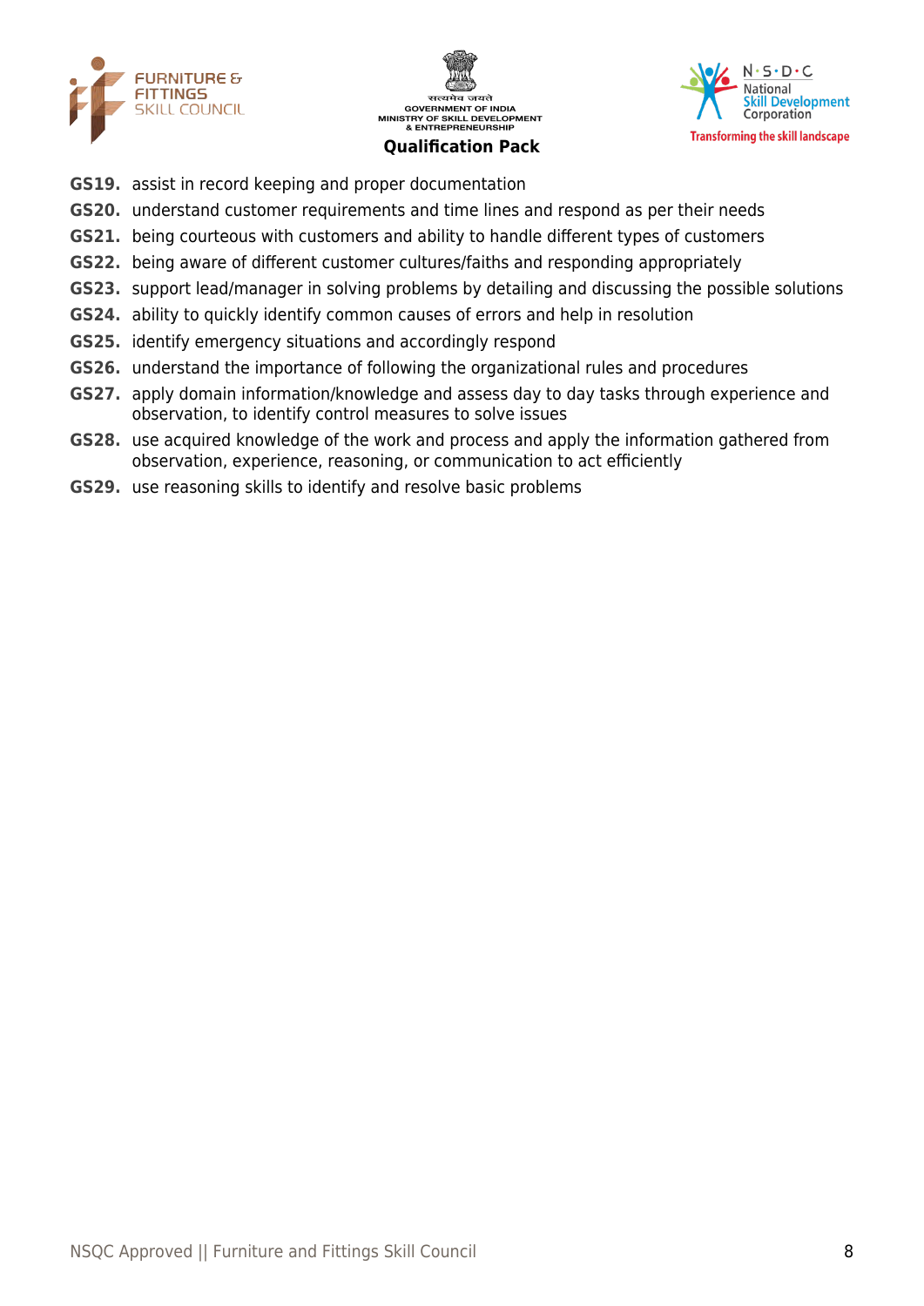**GS19.** assist in record keeping and proper documentation

**GS20.** understand customer requirements and time lines and respond as per their needs

**GS21.** being courteous with customers and ability to handle different types of customers

**GS22.** being aware of different customer cultures/faiths and responding appropriately

**GS23.** support lead/manager in solving problems by detailing and discussing the possible solutions

**GS24.** ability to quickly identify common causes of errors and help in resolution

**GS25.** identify emergency situations and accordingly respond

**GS26.** understand the importance of following the organizational rules and procedures

**GS27.** apply domain information/knowledge and assess day to day tasks through experience and observation, to identify control measures to solve issues

**GS28.** use acquired knowledge of the work and process and apply the information gathered from observation, experience, reasoning, or communication to act efficiently

**GS29.** use reasoning skills to identify and resolve basic problems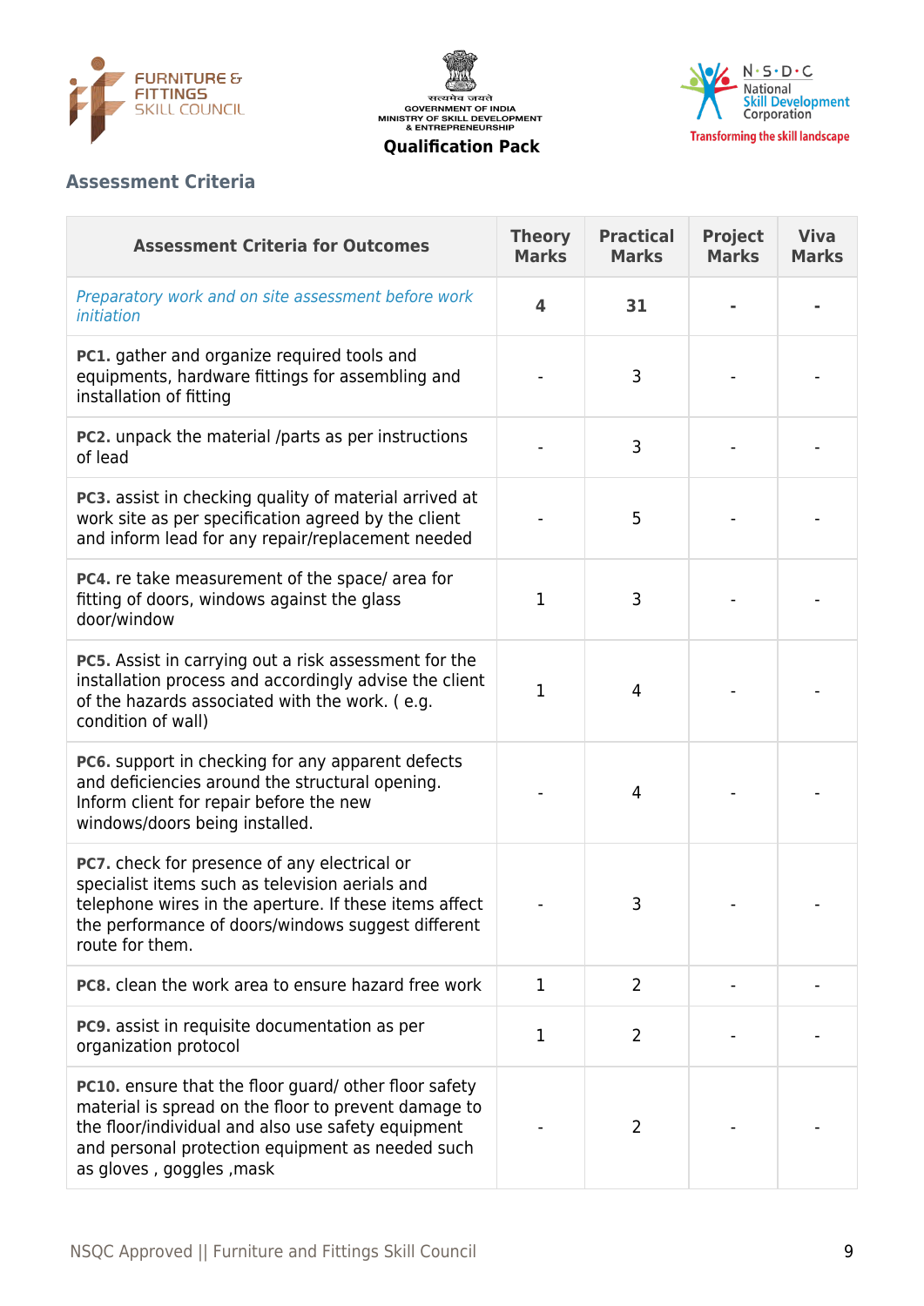## Assessment Criteria

| Assessment Criteria for Outcomes | Theory Marks | Practical Marks | Project Marks | Viva Marks |
|---|---|---|---|---|
| *Preparatory work and on site assessment before work initiation* | **4** | **31** | **-** | **-** |
| **PC1.** gather and organize required tools and equipments, hardware fittings for assembling and installation of fitting | - | 3 | - | - |
| **PC2.** unpack the material /parts as per instructions of lead | - | 3 | - | - |
| **PC3.** assist in checking quality of material arrived at work site as per specification agreed by the client and inform lead for any repair/replacement needed | - | 5 | - | - |
| **PC4.** re take measurement of the space/ area for fitting of doors, windows against the glass door/window | 1 | 3 | - | - |
| **PC5.** Assist in carrying out a risk assessment for the installation process and accordingly advise the client of the hazards associated with the work. ( e.g. condition of wall) | 1 | 4 | - | - |
| **PC6.** support in checking for any apparent defects and deficiencies around the structural opening. Inform client for repair before the new windows/doors being installed. | - | 4 | - | - |
| **PC7.** check for presence of any electrical or specialist items such as television aerials and telephone wires in the aperture. If these items affect the performance of doors/windows suggest different route for them. | - | 3 | - | - |
| **PC8.** clean the work area to ensure hazard free work | 1 | 2 | - | - |
| **PC9.** assist in requisite documentation as per organization protocol | 1 | 2 | - | - |
| **PC10.** ensure that the floor guard/ other floor safety material is spread on the floor to prevent damage to the floor/individual and also use safety equipment and personal protection equipment as needed such as gloves , goggles ,mask | - | 2 | - | - |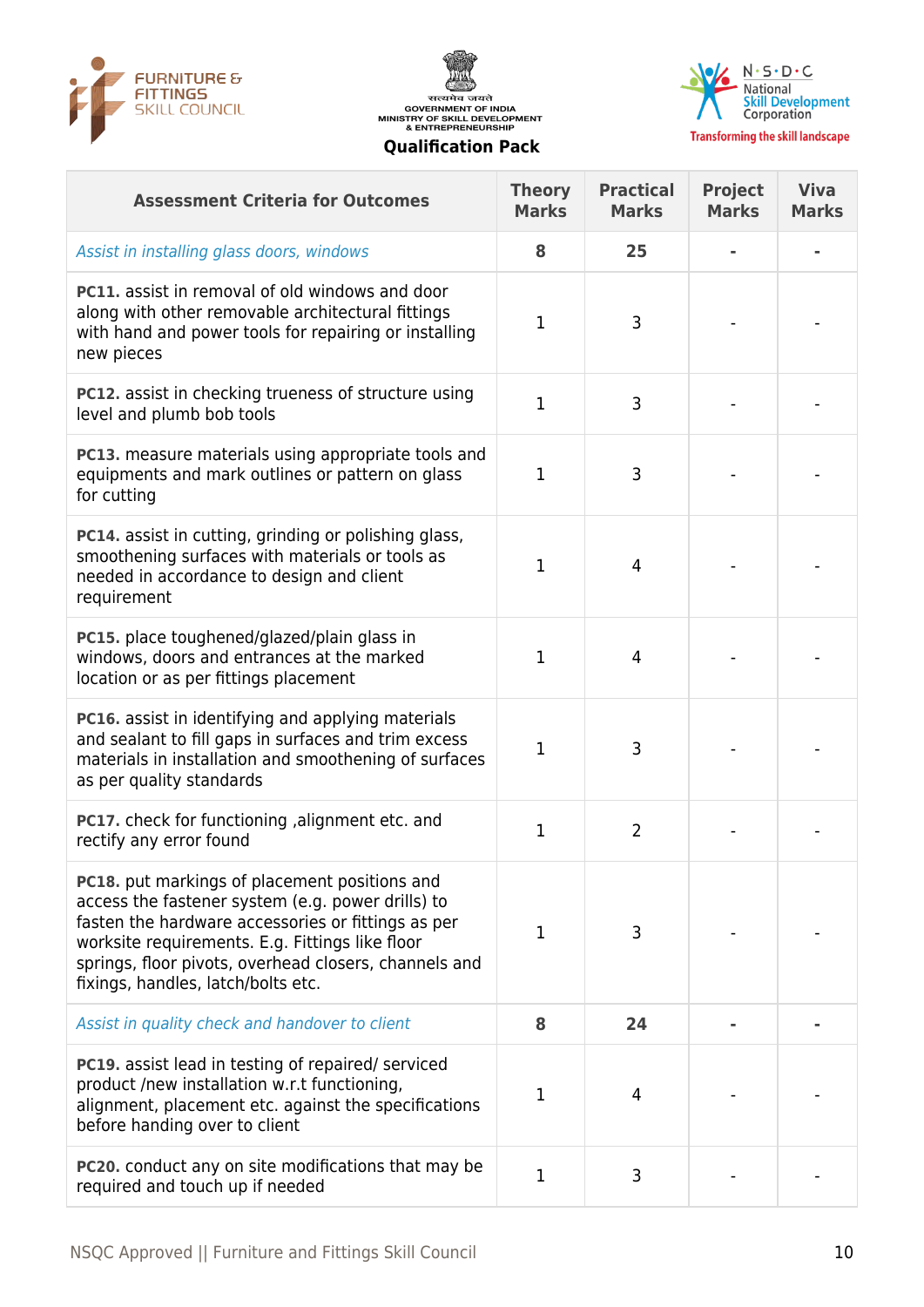| Assessment Criteria for Outcomes | Theory Marks | Practical Marks | Project Marks | Viva Marks |
|---|---|---|---|---|
| *Assist in installing glass doors, windows* | **8** | **25** | **-** | **-** |
| **PC11.** assist in removal of old windows and door along with other removable architectural fittings with hand and power tools for repairing or installing new pieces | 1 | 3 | - | - |
| **PC12.** assist in checking trueness of structure using level and plumb bob tools | 1 | 3 | - | - |
| **PC13.** measure materials using appropriate tools and equipments and mark outlines or pattern on glass for cutting | 1 | 3 | - | - |
| **PC14.** assist in cutting, grinding or polishing glass, smoothening surfaces with materials or tools as needed in accordance to design and client requirement | 1 | 4 | - | - |
| **PC15.** place toughened/glazed/plain glass in windows, doors and entrances at the marked location or as per fittings placement | 1 | 4 | - | - |
| **PC16.** assist in identifying and applying materials and sealant to fill gaps in surfaces and trim excess materials in installation and smoothening of surfaces as per quality standards | 1 | 3 | - | - |
| **PC17.** check for functioning ,alignment etc. and rectify any error found | 1 | 2 | - | - |
| **PC18.** put markings of placement positions and access the fastener system (e.g. power drills) to fasten the hardware accessories or fittings as per worksite requirements. E.g. Fittings like floor springs, floor pivots, overhead closers, channels and fixings, handles, latch/bolts etc. | 1 | 3 | - | - |
| *Assist in quality check and handover to client* | **8** | **24** | **-** | **-** |
| **PC19.** assist lead in testing of repaired/ serviced product /new installation w.r.t functioning, alignment, placement etc. against the specifications before handing over to client | 1 | 4 | - | - |
| **PC20.** conduct any on site modifications that may be required and touch up if needed | 1 | 3 | - | - |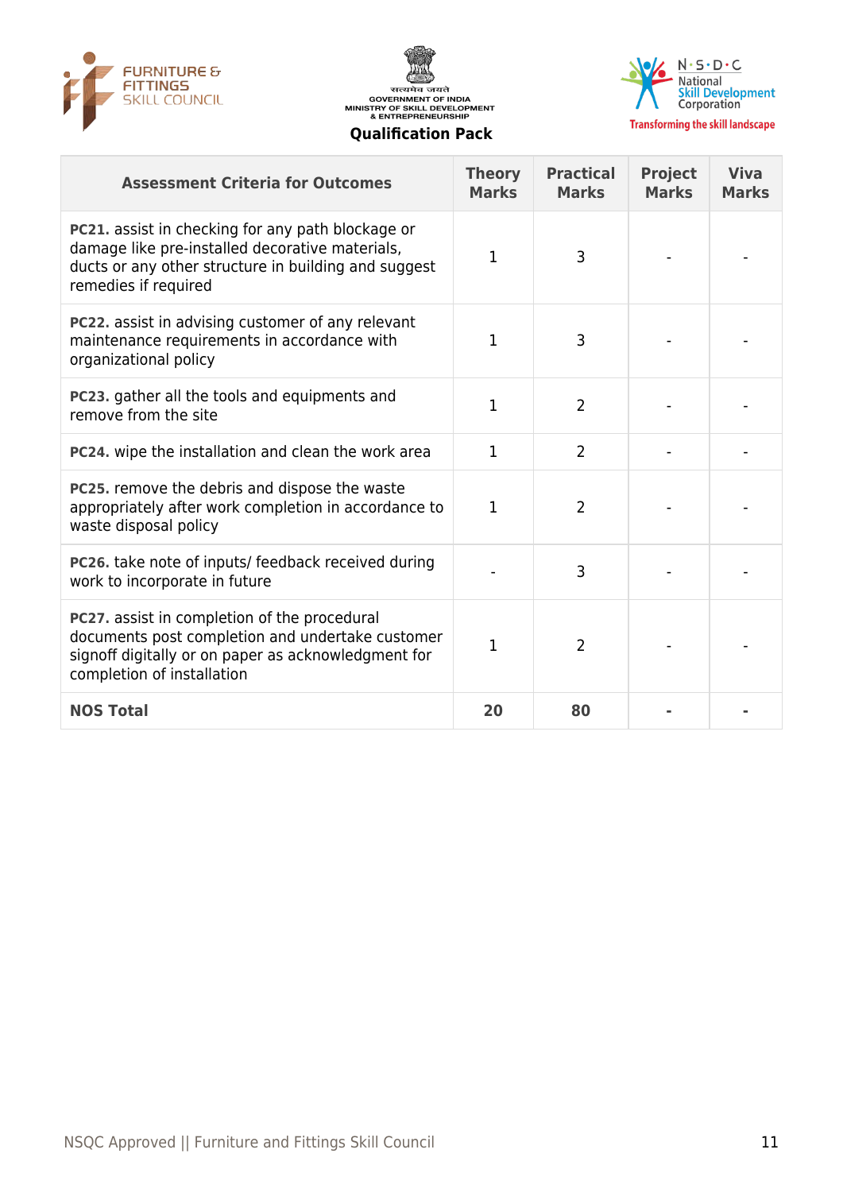| Assessment Criteria for Outcomes | Theory Marks | Practical Marks | Project Marks | Viva Marks |
|---|---|---|---|---|
| **PC21.** assist in checking for any path blockage or damage like pre-installed decorative materials, ducts or any other structure in building and suggest remedies if required | 1 | 3 | - | - |
| **PC22.** assist in advising customer of any relevant maintenance requirements in accordance with organizational policy | 1 | 3 | - | - |
| **PC23.** gather all the tools and equipments and remove from the site | 1 | 2 | - | - |
| **PC24.** wipe the installation and clean the work area | 1 | 2 | - | - |
| **PC25.** remove the debris and dispose the waste appropriately after work completion in accordance to waste disposal policy | 1 | 2 | - | - |
| **PC26.** take note of inputs/ feedback received during work to incorporate in future | - | 3 | - | - |
| **PC27.** assist in completion of the procedural documents post completion and undertake customer signoff digitally or on paper as acknowledgment for completion of installation | 1 | 2 | - | - |
| **NOS Total** | **20** | **80** | **-** | **-** |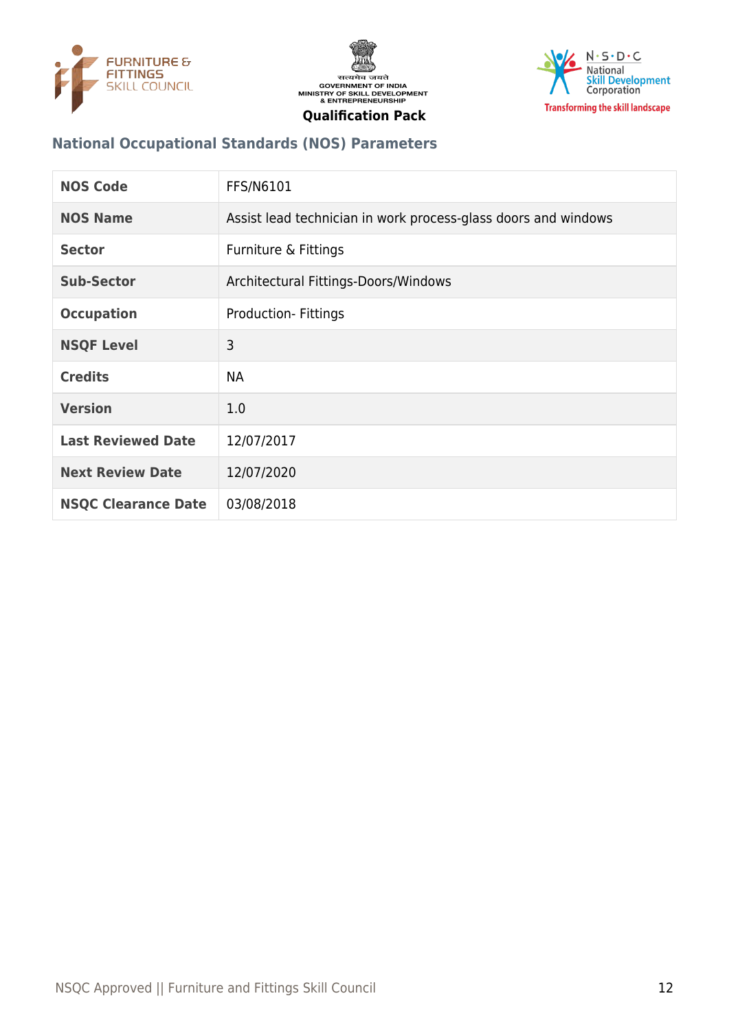## National Occupational Standards (NOS) Parameters

| NOS Code | FFS/N6101 |
|---|---|
| NOS Name | Assist lead technician in work process-glass doors and windows |
| Sector | Furniture & Fittings |
| Sub-Sector | Architectural Fittings-Doors/Windows |
| Occupation | Production- Fittings |
| NSQF Level | 3 |
| Credits | NA |
| Version | 1.0 |
| Last Reviewed Date | 12/07/2017 |
| Next Review Date | 12/07/2020 |
| NSQC Clearance Date | 03/08/2018 |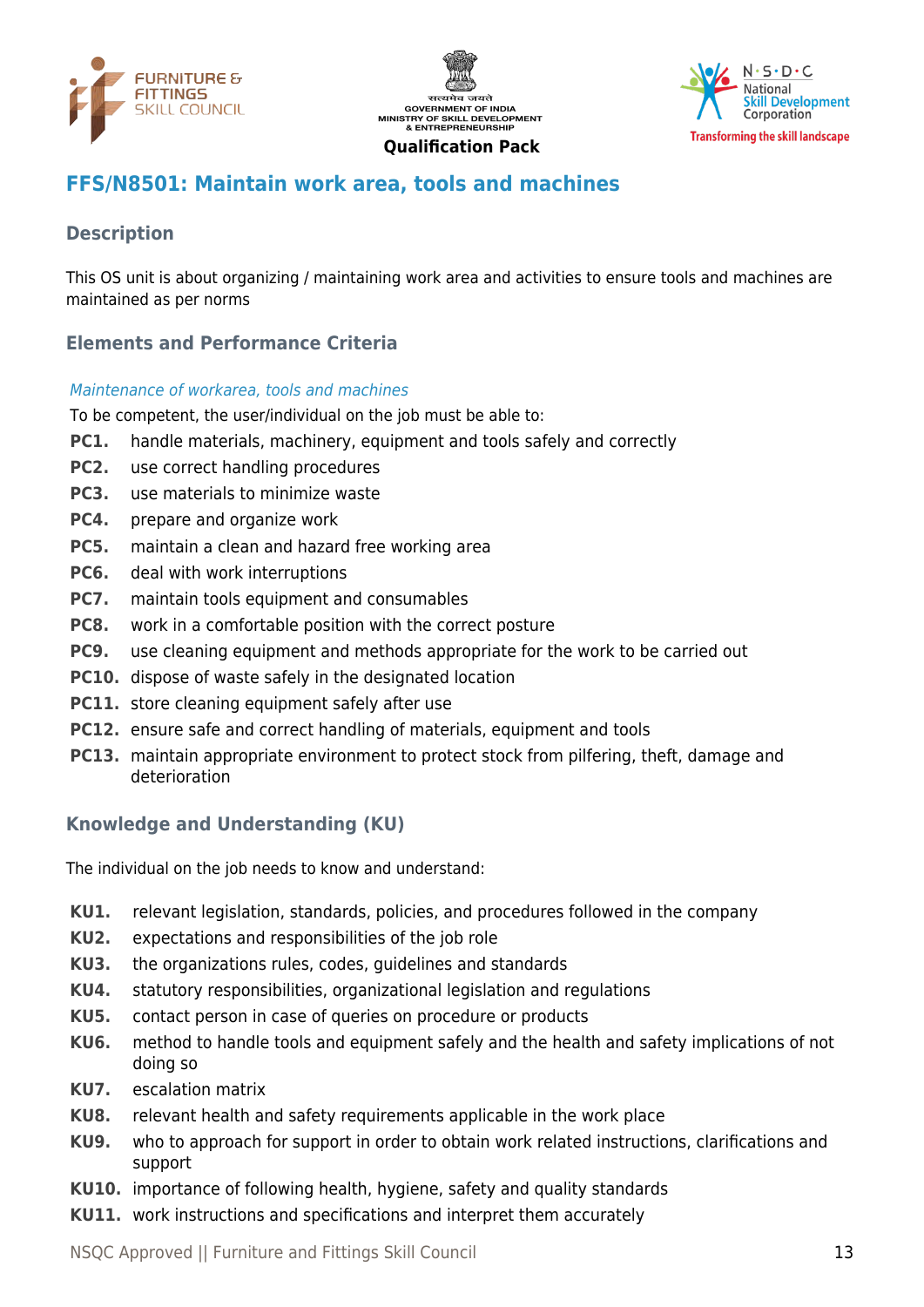## FFS/N8501: Maintain work area, tools and machines

### Description

This OS unit is about organizing / maintaining work area and activities to ensure tools and machines are maintained as per norms

### Elements and Performance Criteria

*Maintenance of workarea, tools and machines*

To be competent, the user/individual on the job must be able to:

- **PC1.** handle materials, machinery, equipment and tools safely and correctly
- **PC2.** use correct handling procedures
- **PC3.** use materials to minimize waste
- **PC4.** prepare and organize work
- **PC5.** maintain a clean and hazard free working area
- **PC6.** deal with work interruptions
- **PC7.** maintain tools equipment and consumables
- **PC8.** work in a comfortable position with the correct posture
- **PC9.** use cleaning equipment and methods appropriate for the work to be carried out
- **PC10.** dispose of waste safely in the designated location
- **PC11.** store cleaning equipment safely after use
- **PC12.** ensure safe and correct handling of materials, equipment and tools
- **PC13.** maintain appropriate environment to protect stock from pilfering, theft, damage and deterioration

### Knowledge and Understanding (KU)

The individual on the job needs to know and understand:

- **KU1.** relevant legislation, standards, policies, and procedures followed in the company
- **KU2.** expectations and responsibilities of the job role
- **KU3.** the organizations rules, codes, guidelines and standards
- **KU4.** statutory responsibilities, organizational legislation and regulations
- **KU5.** contact person in case of queries on procedure or products
- **KU6.** method to handle tools and equipment safely and the health and safety implications of not doing so
- **KU7.** escalation matrix
- **KU8.** relevant health and safety requirements applicable in the work place
- **KU9.** who to approach for support in order to obtain work related instructions, clarifications and support
- **KU10.** importance of following health, hygiene, safety and quality standards
- **KU11.** work instructions and specifications and interpret them accurately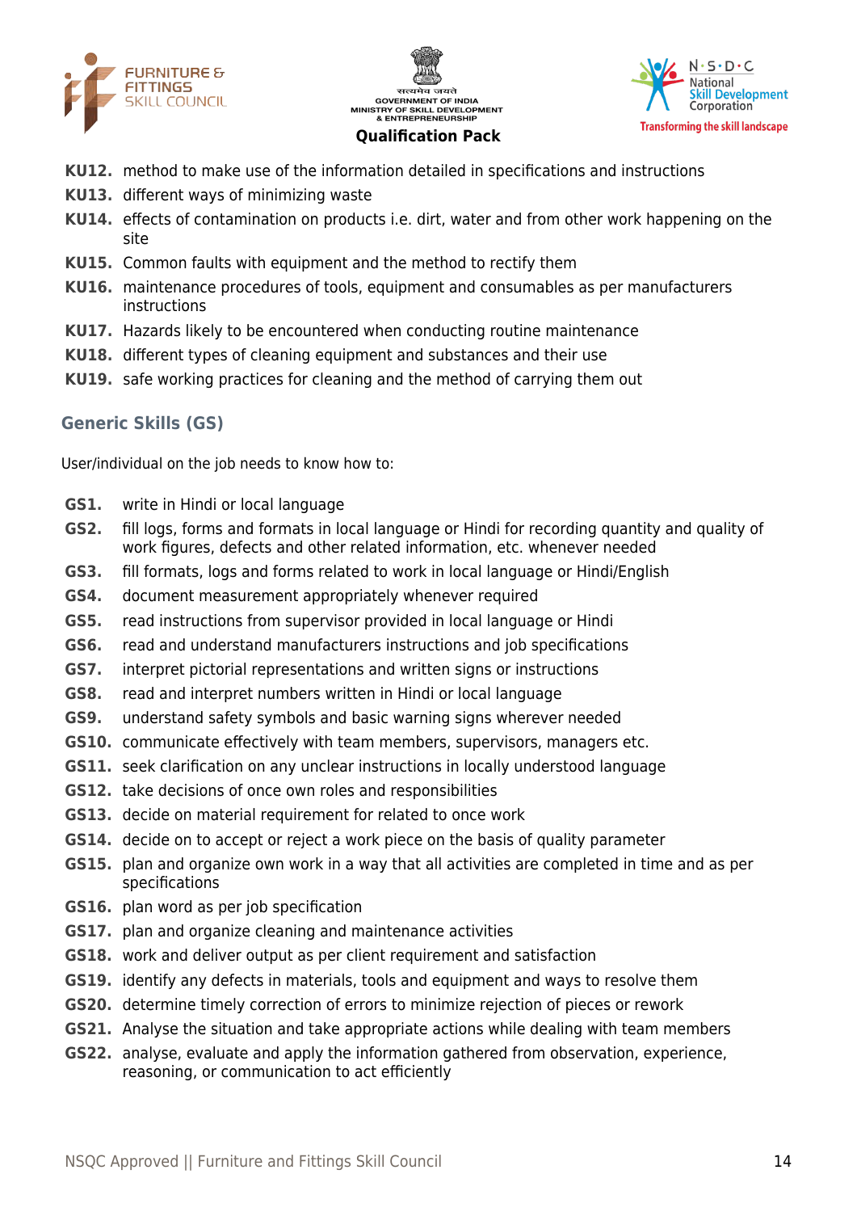**KU12.** method to make use of the information detailed in specifications and instructions

**KU13.** different ways of minimizing waste

**KU14.** effects of contamination on products i.e. dirt, water and from other work happening on the site

**KU15.** Common faults with equipment and the method to rectify them

**KU16.** maintenance procedures of tools, equipment and consumables as per manufacturers instructions

**KU17.** Hazards likely to be encountered when conducting routine maintenance

**KU18.** different types of cleaning equipment and substances and their use

**KU19.** safe working practices for cleaning and the method of carrying them out

## Generic Skills (GS)

User/individual on the job needs to know how to:

**GS1.** write in Hindi or local language

**GS2.** fill logs, forms and formats in local language or Hindi for recording quantity and quality of work figures, defects and other related information, etc. whenever needed

**GS3.** fill formats, logs and forms related to work in local language or Hindi/English

**GS4.** document measurement appropriately whenever required

**GS5.** read instructions from supervisor provided in local language or Hindi

**GS6.** read and understand manufacturers instructions and job specifications

**GS7.** interpret pictorial representations and written signs or instructions

**GS8.** read and interpret numbers written in Hindi or local language

**GS9.** understand safety symbols and basic warning signs wherever needed

**GS10.** communicate effectively with team members, supervisors, managers etc.

**GS11.** seek clarification on any unclear instructions in locally understood language

**GS12.** take decisions of once own roles and responsibilities

**GS13.** decide on material requirement for related to once work

**GS14.** decide on to accept or reject a work piece on the basis of quality parameter

**GS15.** plan and organize own work in a way that all activities are completed in time and as per specifications

**GS16.** plan word as per job specification

**GS17.** plan and organize cleaning and maintenance activities

**GS18.** work and deliver output as per client requirement and satisfaction

**GS19.** identify any defects in materials, tools and equipment and ways to resolve them

**GS20.** determine timely correction of errors to minimize rejection of pieces or rework

**GS21.** Analyse the situation and take appropriate actions while dealing with team members

**GS22.** analyse, evaluate and apply the information gathered from observation, experience, reasoning, or communication to act efficiently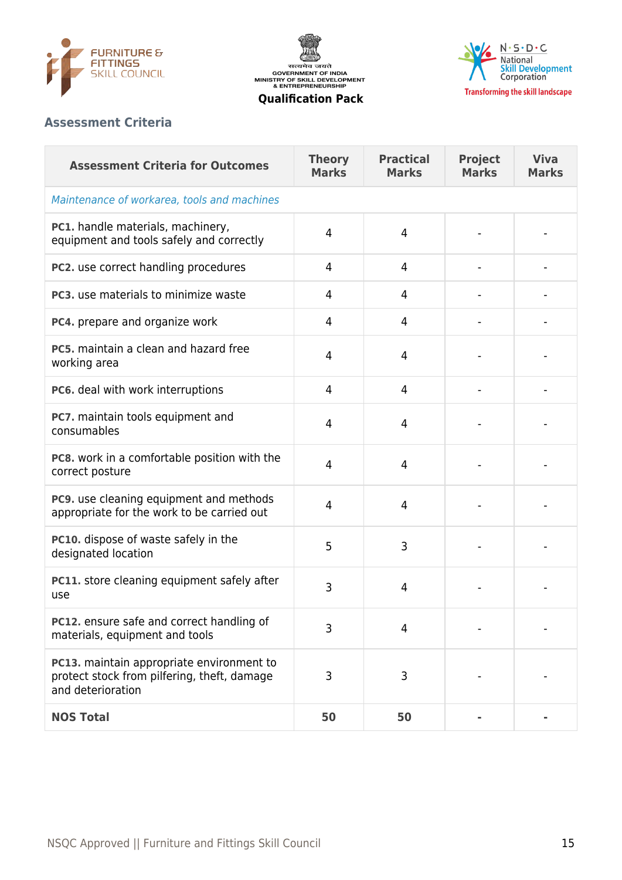Qualification Pack

## Assessment Criteria

| Assessment Criteria for Outcomes | Theory Marks | Practical Marks | Project Marks | Viva Marks |
|---|---|---|---|---|
| *Maintenance of workarea, tools and machines* | | | | |
| **PC1.** handle materials, machinery, equipment and tools safely and correctly | 4 | 4 | - | - |
| **PC2.** use correct handling procedures | 4 | 4 | - | - |
| **PC3.** use materials to minimize waste | 4 | 4 | - | - |
| **PC4.** prepare and organize work | 4 | 4 | - | - |
| **PC5.** maintain a clean and hazard free working area | 4 | 4 | - | - |
| **PC6.** deal with work interruptions | 4 | 4 | - | - |
| **PC7.** maintain tools equipment and consumables | 4 | 4 | - | - |
| **PC8.** work in a comfortable position with the correct posture | 4 | 4 | - | - |
| **PC9.** use cleaning equipment and methods appropriate for the work to be carried out | 4 | 4 | - | - |
| **PC10.** dispose of waste safely in the designated location | 5 | 3 | - | - |
| **PC11.** store cleaning equipment safely after use | 3 | 4 | - | - |
| **PC12.** ensure safe and correct handling of materials, equipment and tools | 3 | 4 | - | - |
| **PC13.** maintain appropriate environment to protect stock from pilfering, theft, damage and deterioration | 3 | 3 | - | - |
| **NOS Total** | **50** | **50** | **-** | **-** |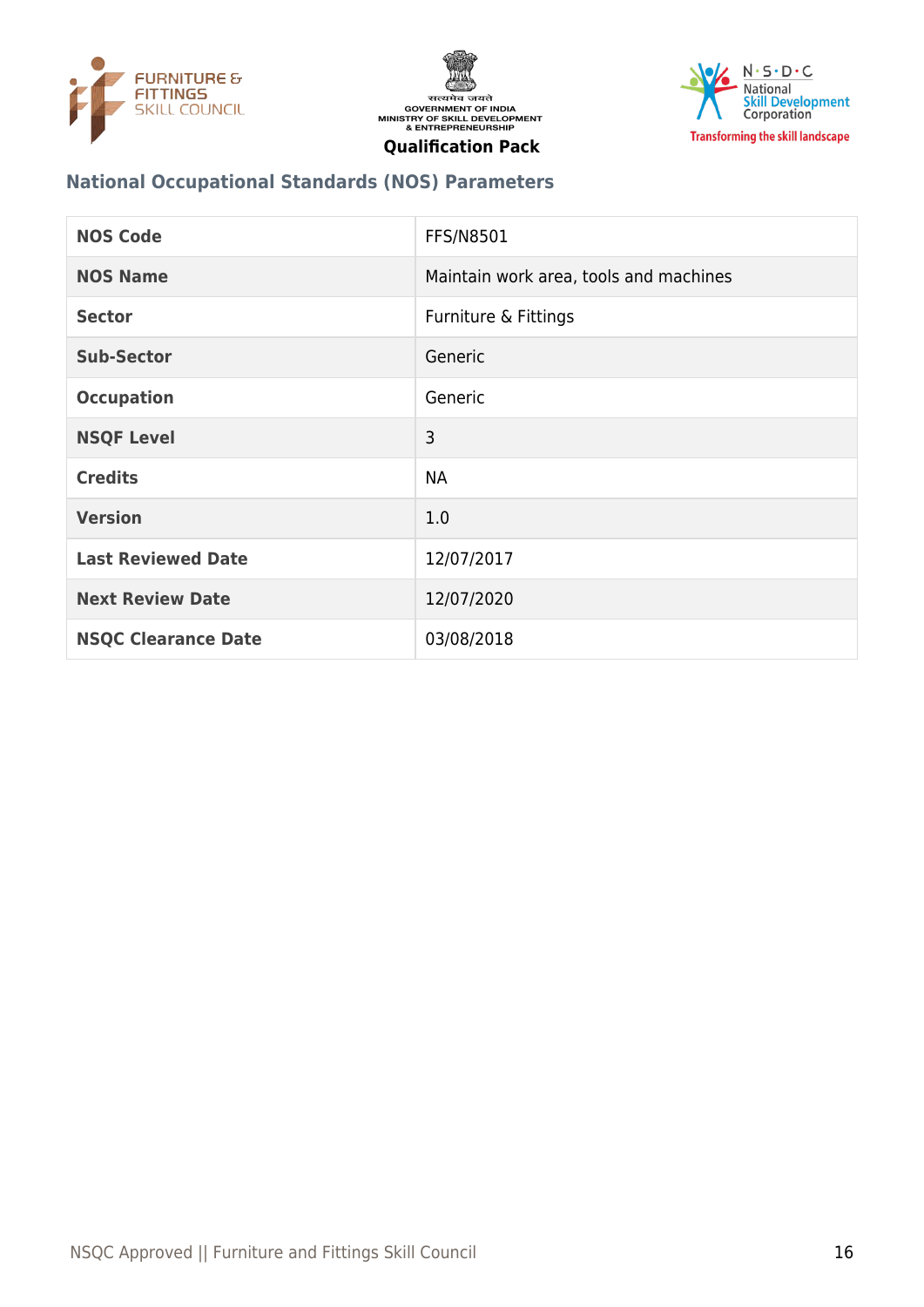## National Occupational Standards (NOS) Parameters

| | |
|---|---|
| **NOS Code** | FFS/N8501 |
| **NOS Name** | Maintain work area, tools and machines |
| **Sector** | Furniture & Fittings |
| **Sub-Sector** | Generic |
| **Occupation** | Generic |
| **NSQF Level** | 3 |
| **Credits** | NA |
| **Version** | 1.0 |
| **Last Reviewed Date** | 12/07/2017 |
| **Next Review Date** | 12/07/2020 |
| **NSQC Clearance Date** | 03/08/2018 |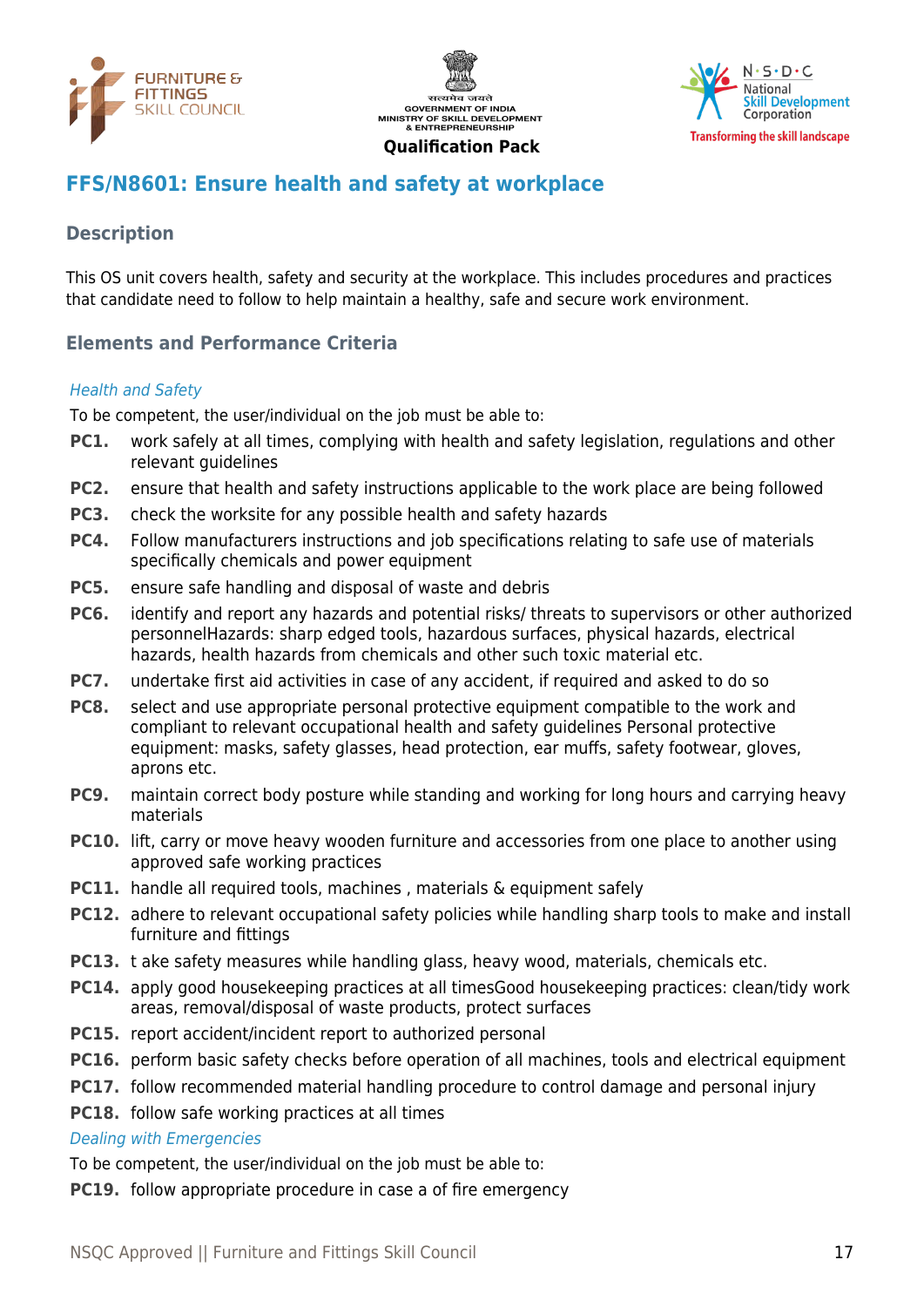## FFS/N8601: Ensure health and safety at workplace

### Description

This OS unit covers health, safety and security at the workplace. This includes procedures and practices that candidate need to follow to help maintain a healthy, safe and secure work environment.

### Elements and Performance Criteria

*Health and Safety*

To be competent, the user/individual on the job must be able to:

- **PC1.** work safely at all times, complying with health and safety legislation, regulations and other relevant guidelines
- **PC2.** ensure that health and safety instructions applicable to the work place are being followed
- **PC3.** check the worksite for any possible health and safety hazards
- **PC4.** Follow manufacturers instructions and job specifications relating to safe use of materials specifically chemicals and power equipment
- **PC5.** ensure safe handling and disposal of waste and debris
- **PC6.** identify and report any hazards and potential risks/ threats to supervisors or other authorized personnelHazards: sharp edged tools, hazardous surfaces, physical hazards, electrical hazards, health hazards from chemicals and other such toxic material etc.
- **PC7.** undertake first aid activities in case of any accident, if required and asked to do so
- **PC8.** select and use appropriate personal protective equipment compatible to the work and compliant to relevant occupational health and safety guidelines Personal protective equipment: masks, safety glasses, head protection, ear muffs, safety footwear, gloves, aprons etc.
- **PC9.** maintain correct body posture while standing and working for long hours and carrying heavy materials
- **PC10.** lift, carry or move heavy wooden furniture and accessories from one place to another using approved safe working practices
- **PC11.** handle all required tools, machines , materials & equipment safely
- **PC12.** adhere to relevant occupational safety policies while handling sharp tools to make and install furniture and fittings
- **PC13.** t ake safety measures while handling glass, heavy wood, materials, chemicals etc.
- **PC14.** apply good housekeeping practices at all timesGood housekeeping practices: clean/tidy work areas, removal/disposal of waste products, protect surfaces
- **PC15.** report accident/incident report to authorized personal
- **PC16.** perform basic safety checks before operation of all machines, tools and electrical equipment
- **PC17.** follow recommended material handling procedure to control damage and personal injury
- **PC18.** follow safe working practices at all times

*Dealing with Emergencies*

To be competent, the user/individual on the job must be able to:

- **PC19.** follow appropriate procedure in case a of fire emergency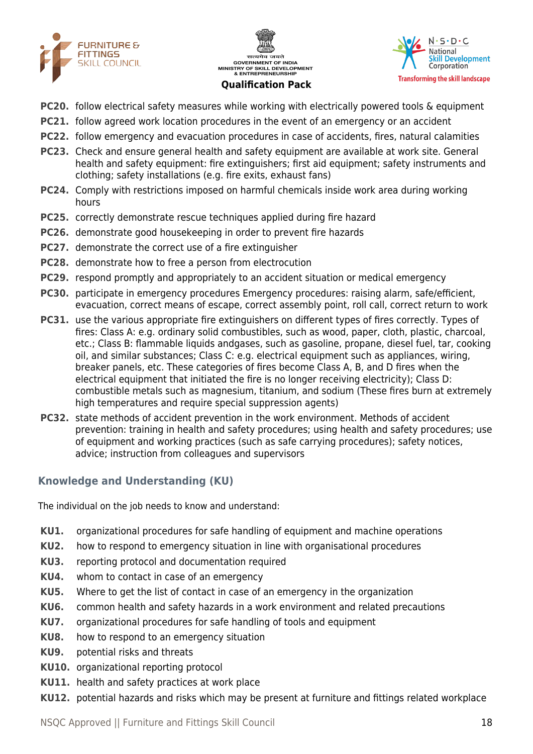**PC20.** follow electrical safety measures while working with electrically powered tools & equipment

**PC21.** follow agreed work location procedures in the event of an emergency or an accident

**PC22.** follow emergency and evacuation procedures in case of accidents, fires, natural calamities

**PC23.** Check and ensure general health and safety equipment are available at work site. General health and safety equipment: fire extinguishers; first aid equipment; safety instruments and clothing; safety installations (e.g. fire exits, exhaust fans)

**PC24.** Comply with restrictions imposed on harmful chemicals inside work area during working hours

**PC25.** correctly demonstrate rescue techniques applied during fire hazard

**PC26.** demonstrate good housekeeping in order to prevent fire hazards

**PC27.** demonstrate the correct use of a fire extinguisher

**PC28.** demonstrate how to free a person from electrocution

**PC29.** respond promptly and appropriately to an accident situation or medical emergency

**PC30.** participate in emergency procedures Emergency procedures: raising alarm, safe/efficient, evacuation, correct means of escape, correct assembly point, roll call, correct return to work

**PC31.** use the various appropriate fire extinguishers on different types of fires correctly. Types of fires: Class A: e.g. ordinary solid combustibles, such as wood, paper, cloth, plastic, charcoal, etc.; Class B: flammable liquids andgases, such as gasoline, propane, diesel fuel, tar, cooking oil, and similar substances; Class C: e.g. electrical equipment such as appliances, wiring, breaker panels, etc. These categories of fires become Class A, B, and D fires when the electrical equipment that initiated the fire is no longer receiving electricity); Class D: combustible metals such as magnesium, titanium, and sodium (These fires burn at extremely high temperatures and require special suppression agents)

**PC32.** state methods of accident prevention in the work environment. Methods of accident prevention: training in health and safety procedures; using health and safety procedures; use of equipment and working practices (such as safe carrying procedures); safety notices, advice; instruction from colleagues and supervisors

## Knowledge and Understanding (KU)

The individual on the job needs to know and understand:

**KU1.** organizational procedures for safe handling of equipment and machine operations

**KU2.** how to respond to emergency situation in line with organisational procedures

**KU3.** reporting protocol and documentation required

**KU4.** whom to contact in case of an emergency

**KU5.** Where to get the list of contact in case of an emergency in the organization

**KU6.** common health and safety hazards in a work environment and related precautions

**KU7.** organizational procedures for safe handling of tools and equipment

**KU8.** how to respond to an emergency situation

**KU9.** potential risks and threats

**KU10.** organizational reporting protocol

**KU11.** health and safety practices at work place

**KU12.** potential hazards and risks which may be present at furniture and fittings related workplace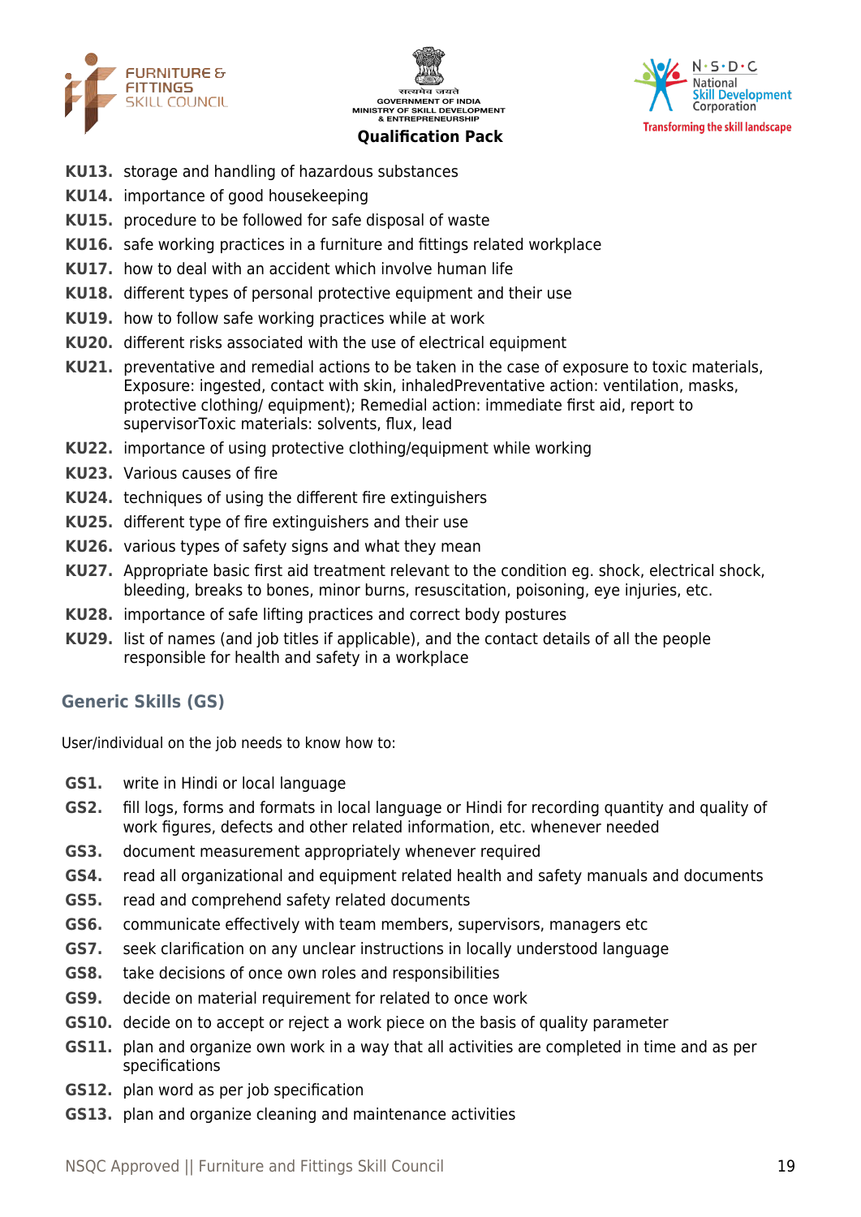**KU13.** storage and handling of hazardous substances

**KU14.** importance of good housekeeping

**KU15.** procedure to be followed for safe disposal of waste

**KU16.** safe working practices in a furniture and fittings related workplace

**KU17.** how to deal with an accident which involve human life

**KU18.** different types of personal protective equipment and their use

**KU19.** how to follow safe working practices while at work

**KU20.** different risks associated with the use of electrical equipment

**KU21.** preventative and remedial actions to be taken in the case of exposure to toxic materials, Exposure: ingested, contact with skin, inhaledPreventative action: ventilation, masks, protective clothing/ equipment); Remedial action: immediate first aid, report to supervisorToxic materials: solvents, flux, lead

**KU22.** importance of using protective clothing/equipment while working

**KU23.** Various causes of fire

**KU24.** techniques of using the different fire extinguishers

**KU25.** different type of fire extinguishers and their use

**KU26.** various types of safety signs and what they mean

**KU27.** Appropriate basic first aid treatment relevant to the condition eg. shock, electrical shock, bleeding, breaks to bones, minor burns, resuscitation, poisoning, eye injuries, etc.

**KU28.** importance of safe lifting practices and correct body postures

**KU29.** list of names (and job titles if applicable), and the contact details of all the people responsible for health and safety in a workplace

## Generic Skills (GS)

User/individual on the job needs to know how to:

**GS1.** write in Hindi or local language

**GS2.** fill logs, forms and formats in local language or Hindi for recording quantity and quality of work figures, defects and other related information, etc. whenever needed

**GS3.** document measurement appropriately whenever required

**GS4.** read all organizational and equipment related health and safety manuals and documents

**GS5.** read and comprehend safety related documents

**GS6.** communicate effectively with team members, supervisors, managers etc

**GS7.** seek clarification on any unclear instructions in locally understood language

**GS8.** take decisions of once own roles and responsibilities

**GS9.** decide on material requirement for related to once work

**GS10.** decide on to accept or reject a work piece on the basis of quality parameter

**GS11.** plan and organize own work in a way that all activities are completed in time and as per specifications

**GS12.** plan word as per job specification

**GS13.** plan and organize cleaning and maintenance activities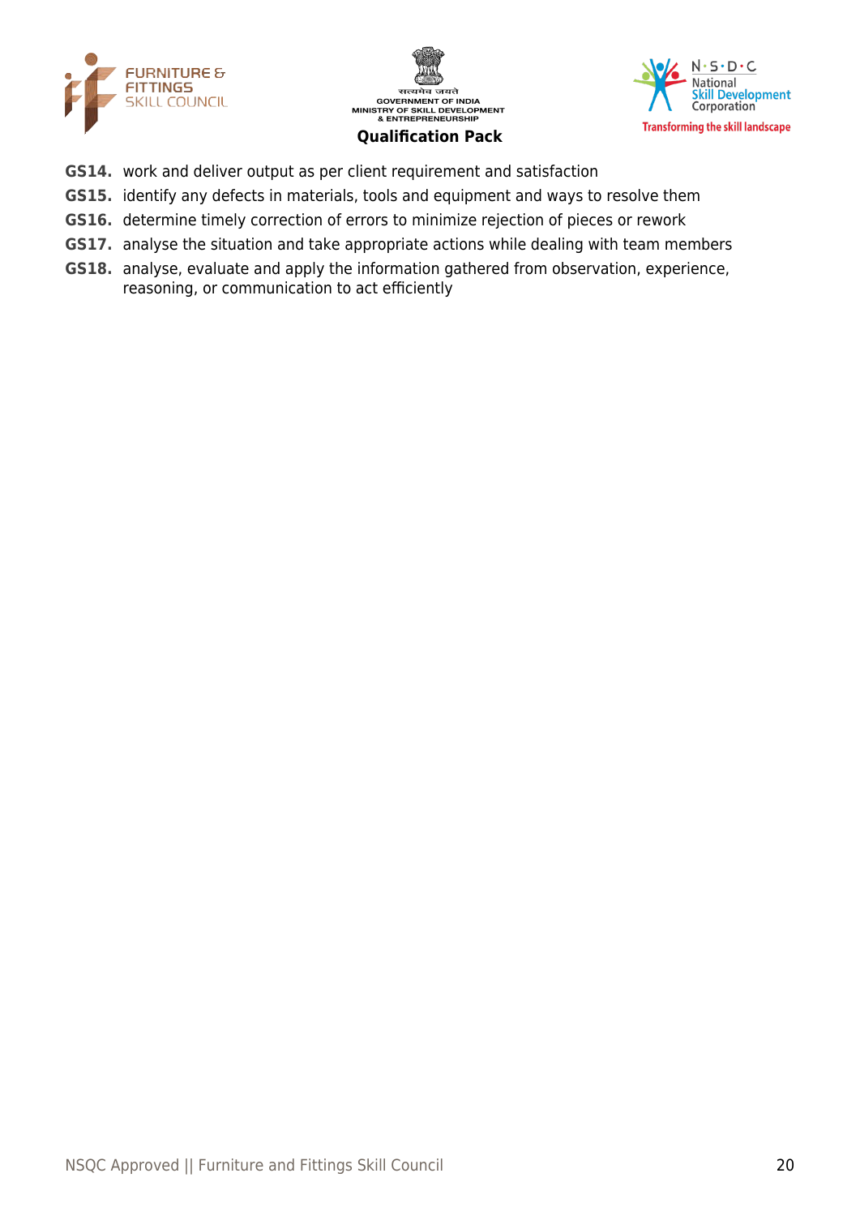**GS14.** work and deliver output as per client requirement and satisfaction

**GS15.** identify any defects in materials, tools and equipment and ways to resolve them

**GS16.** determine timely correction of errors to minimize rejection of pieces or rework

**GS17.** analyse the situation and take appropriate actions while dealing with team members

**GS18.** analyse, evaluate and apply the information gathered from observation, experience, reasoning, or communication to act efficiently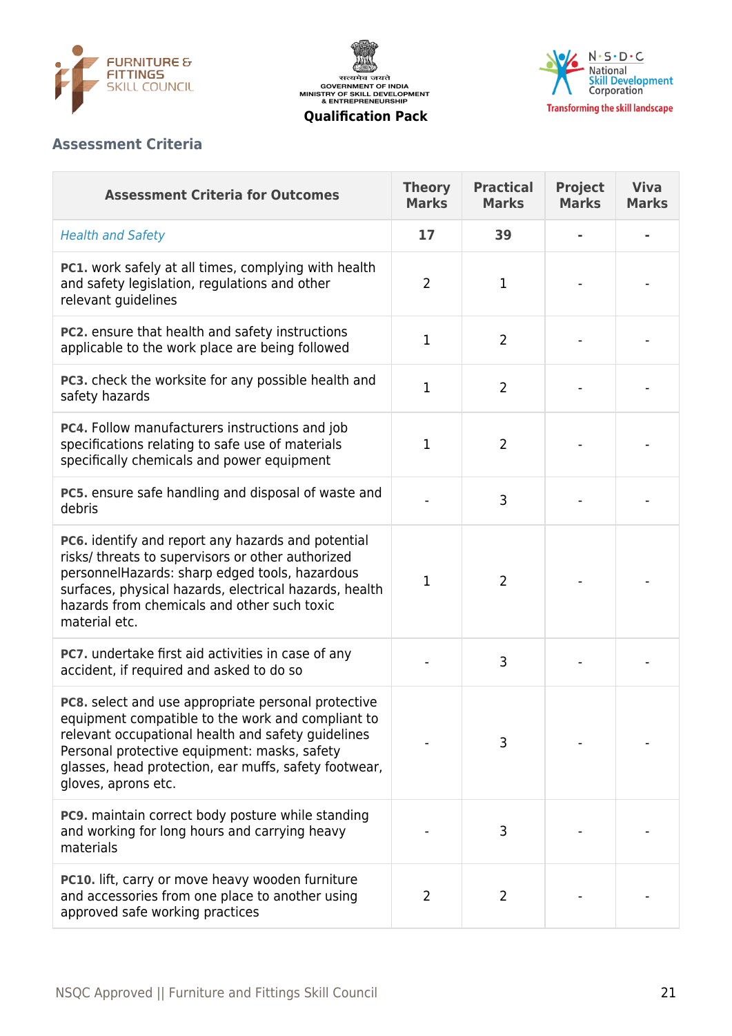## Assessment Criteria

| Assessment Criteria for Outcomes | Theory Marks | Practical Marks | Project Marks | Viva Marks |
|---|---|---|---|---|
| *Health and Safety* | **17** | **39** | **-** | **-** |
| **PC1.** work safely at all times, complying with health and safety legislation, regulations and other relevant guidelines | 2 | 1 | - | - |
| **PC2.** ensure that health and safety instructions applicable to the work place are being followed | 1 | 2 | - | - |
| **PC3.** check the worksite for any possible health and safety hazards | 1 | 2 | - | - |
| **PC4.** Follow manufacturers instructions and job specifications relating to safe use of materials specifically chemicals and power equipment | 1 | 2 | - | - |
| **PC5.** ensure safe handling and disposal of waste and debris | - | 3 | - | - |
| **PC6.** identify and report any hazards and potential risks/ threats to supervisors or other authorized personnelHazards: sharp edged tools, hazardous surfaces, physical hazards, electrical hazards, health hazards from chemicals and other such toxic material etc. | 1 | 2 | - | - |
| **PC7.** undertake first aid activities in case of any accident, if required and asked to do so | - | 3 | - | - |
| **PC8.** select and use appropriate personal protective equipment compatible to the work and compliant to relevant occupational health and safety guidelines Personal protective equipment: masks, safety glasses, head protection, ear muffs, safety footwear, gloves, aprons etc. | - | 3 | - | - |
| **PC9.** maintain correct body posture while standing and working for long hours and carrying heavy materials | - | 3 | - | - |
| **PC10.** lift, carry or move heavy wooden furniture and accessories from one place to another using approved safe working practices | 2 | 2 | - | - |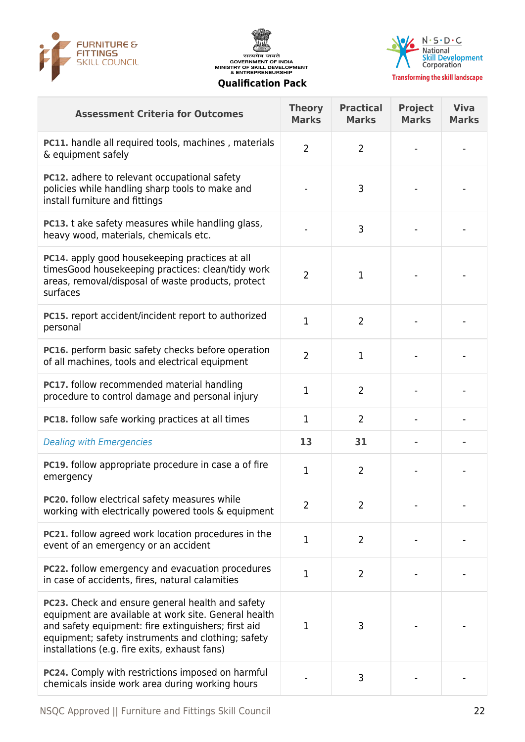| Assessment Criteria for Outcomes | Theory Marks | Practical Marks | Project Marks | Viva Marks |
|---|---|---|---|---|
| **PC11.** handle all required tools, machines , materials & equipment safely | 2 | 2 | - | - |
| **PC12.** adhere to relevant occupational safety policies while handling sharp tools to make and install furniture and fittings | - | 3 | - | - |
| **PC13.** t ake safety measures while handling glass, heavy wood, materials, chemicals etc. | - | 3 | - | - |
| **PC14.** apply good housekeeping practices at all timesGood housekeeping practices: clean/tidy work areas, removal/disposal of waste products, protect surfaces | 2 | 1 | - | - |
| **PC15.** report accident/incident report to authorized personal | 1 | 2 | - | - |
| **PC16.** perform basic safety checks before operation of all machines, tools and electrical equipment | 2 | 1 | - | - |
| **PC17.** follow recommended material handling procedure to control damage and personal injury | 1 | 2 | - | - |
| **PC18.** follow safe working practices at all times | 1 | 2 | - | - |
| *Dealing with Emergencies* | **13** | **31** | **-** | **-** |
| **PC19.** follow appropriate procedure in case a of fire emergency | 1 | 2 | - | - |
| **PC20.** follow electrical safety measures while working with electrically powered tools & equipment | 2 | 2 | - | - |
| **PC21.** follow agreed work location procedures in the event of an emergency or an accident | 1 | 2 | - | - |
| **PC22.** follow emergency and evacuation procedures in case of accidents, fires, natural calamities | 1 | 2 | - | - |
| **PC23.** Check and ensure general health and safety equipment are available at work site. General health and safety equipment: fire extinguishers; first aid equipment; safety instruments and clothing; safety installations (e.g. fire exits, exhaust fans) | 1 | 3 | - | - |
| **PC24.** Comply with restrictions imposed on harmful chemicals inside work area during working hours | - | 3 | - | - |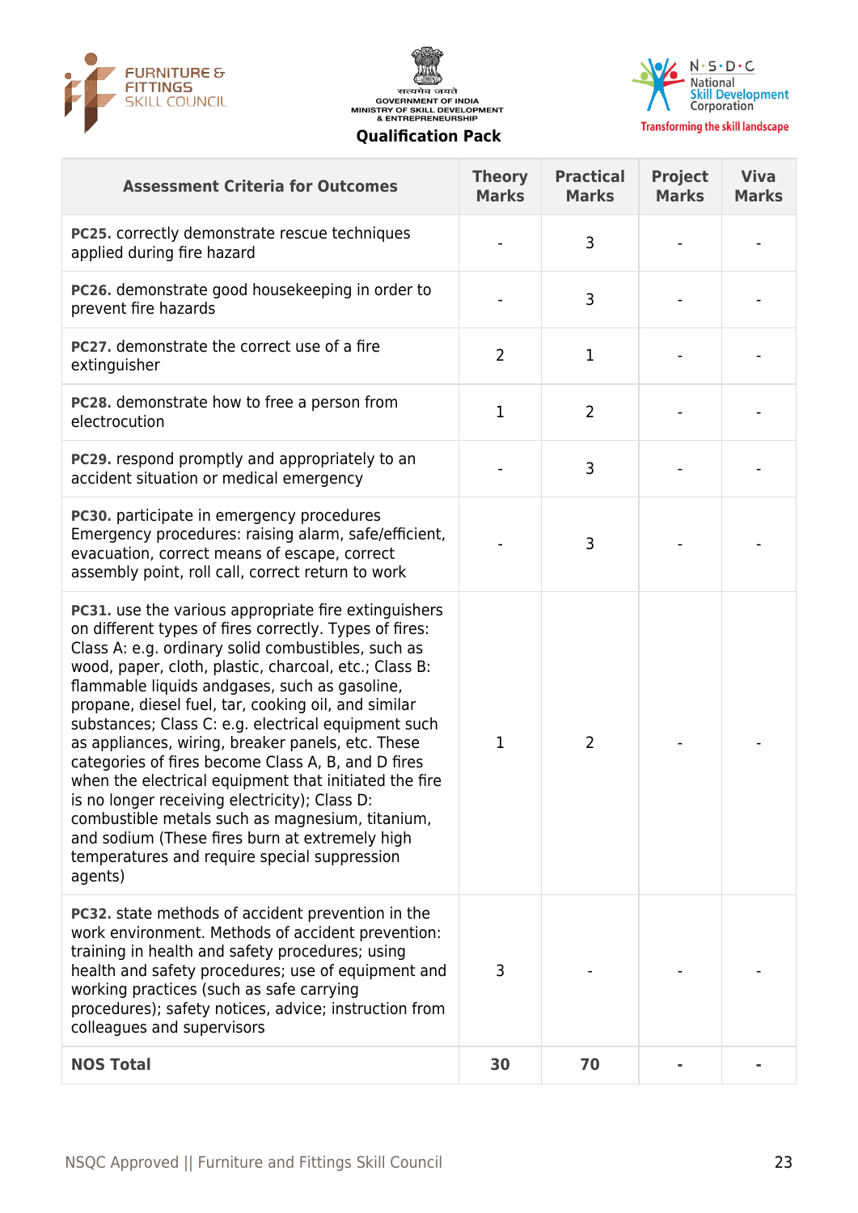| Assessment Criteria for Outcomes | Theory Marks | Practical Marks | Project Marks | Viva Marks |
|---|---|---|---|---|
| **PC25.** correctly demonstrate rescue techniques applied during fire hazard | - | 3 | - | - |
| **PC26.** demonstrate good housekeeping in order to prevent fire hazards | - | 3 | - | - |
| **PC27.** demonstrate the correct use of a fire extinguisher | 2 | 1 | - | - |
| **PC28.** demonstrate how to free a person from electrocution | 1 | 2 | - | - |
| **PC29.** respond promptly and appropriately to an accident situation or medical emergency | - | 3 | - | - |
| **PC30.** participate in emergency procedures Emergency procedures: raising alarm, safe/efficient, evacuation, correct means of escape, correct assembly point, roll call, correct return to work | - | 3 | - | - |
| **PC31.** use the various appropriate fire extinguishers on different types of fires correctly. Types of fires: Class A: e.g. ordinary solid combustibles, such as wood, paper, cloth, plastic, charcoal, etc.; Class B: flammable liquids andgases, such as gasoline, propane, diesel fuel, tar, cooking oil, and similar substances; Class C: e.g. electrical equipment such as appliances, wiring, breaker panels, etc. These categories of fires become Class A, B, and D fires when the electrical equipment that initiated the fire is no longer receiving electricity); Class D: combustible metals such as magnesium, titanium, and sodium (These fires burn at extremely high temperatures and require special suppression agents) | 1 | 2 | - | - |
| **PC32.** state methods of accident prevention in the work environment. Methods of accident prevention: training in health and safety procedures; using health and safety procedures; use of equipment and working practices (such as safe carrying procedures); safety notices, advice; instruction from colleagues and supervisors | 3 | - | - | - |
| **NOS Total** | **30** | **70** | **-** | **-** |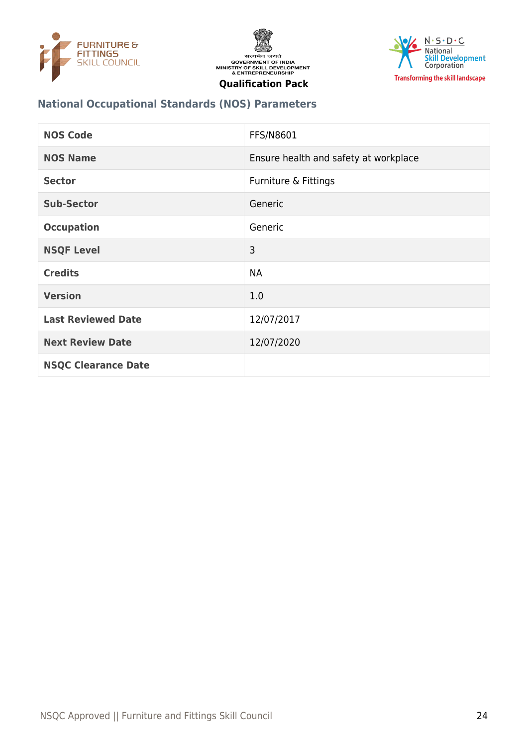## National Occupational Standards (NOS) Parameters

| NOS Code | FFS/N8601 |
|---|---|
| NOS Name | Ensure health and safety at workplace |
| Sector | Furniture & Fittings |
| Sub-Sector | Generic |
| Occupation | Generic |
| NSQF Level | 3 |
| Credits | NA |
| Version | 1.0 |
| Last Reviewed Date | 12/07/2017 |
| Next Review Date | 12/07/2020 |
| NSQC Clearance Date | |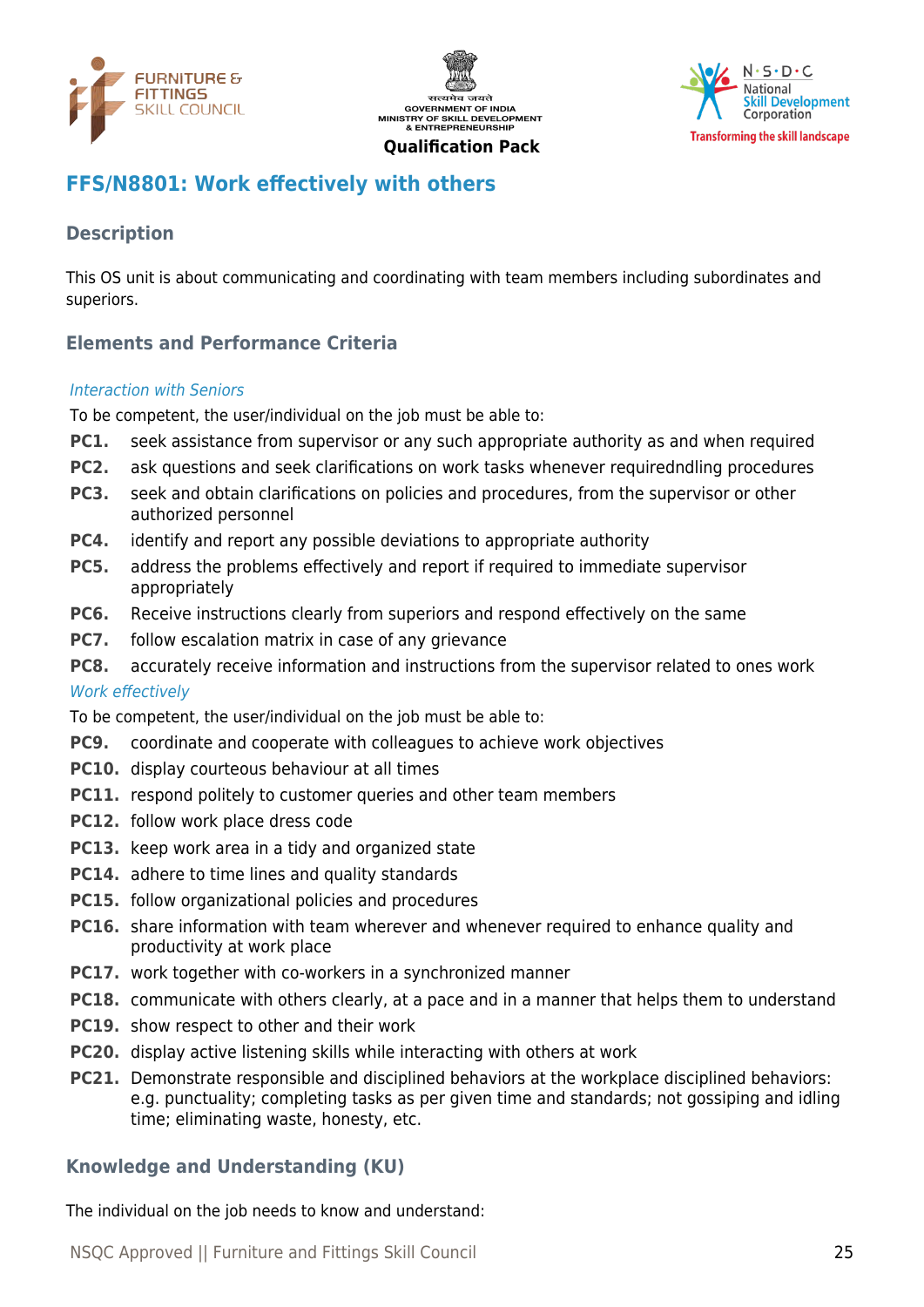## FFS/N8801: Work effectively with others

### Description

This OS unit is about communicating and coordinating with team members including subordinates and superiors.

### Elements and Performance Criteria

*Interaction with Seniors*

To be competent, the user/individual on the job must be able to:

**PC1.** seek assistance from supervisor or any such appropriate authority as and when required

**PC2.** ask questions and seek clarifications on work tasks whenever requiredndling procedures

**PC3.** seek and obtain clarifications on policies and procedures, from the supervisor or other authorized personnel

**PC4.** identify and report any possible deviations to appropriate authority

**PC5.** address the problems effectively and report if required to immediate supervisor appropriately

**PC6.** Receive instructions clearly from superiors and respond effectively on the same

**PC7.** follow escalation matrix in case of any grievance

**PC8.** accurately receive information and instructions from the supervisor related to ones work

*Work effectively*

To be competent, the user/individual on the job must be able to:

**PC9.** coordinate and cooperate with colleagues to achieve work objectives

**PC10.** display courteous behaviour at all times

**PC11.** respond politely to customer queries and other team members

**PC12.** follow work place dress code

**PC13.** keep work area in a tidy and organized state

**PC14.** adhere to time lines and quality standards

**PC15.** follow organizational policies and procedures

**PC16.** share information with team wherever and whenever required to enhance quality and productivity at work place

**PC17.** work together with co-workers in a synchronized manner

**PC18.** communicate with others clearly, at a pace and in a manner that helps them to understand

**PC19.** show respect to other and their work

**PC20.** display active listening skills while interacting with others at work

**PC21.** Demonstrate responsible and disciplined behaviors at the workplace disciplined behaviors: e.g. punctuality; completing tasks as per given time and standards; not gossiping and idling time; eliminating waste, honesty, etc.

### Knowledge and Understanding (KU)

The individual on the job needs to know and understand: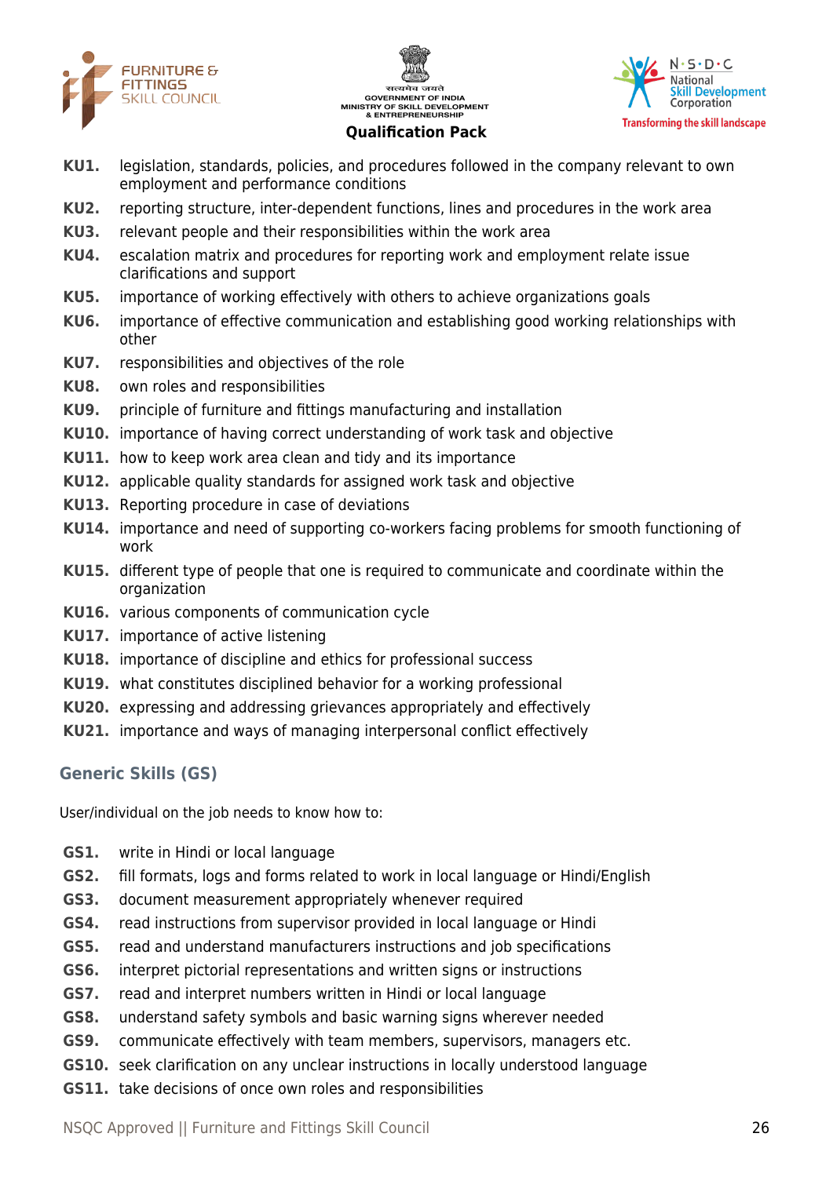**KU1.** legislation, standards, policies, and procedures followed in the company relevant to own employment and performance conditions

**KU2.** reporting structure, inter-dependent functions, lines and procedures in the work area

**KU3.** relevant people and their responsibilities within the work area

**KU4.** escalation matrix and procedures for reporting work and employment relate issue clarifications and support

**KU5.** importance of working effectively with others to achieve organizations goals

**KU6.** importance of effective communication and establishing good working relationships with other

**KU7.** responsibilities and objectives of the role

**KU8.** own roles and responsibilities

**KU9.** principle of furniture and fittings manufacturing and installation

**KU10.** importance of having correct understanding of work task and objective

**KU11.** how to keep work area clean and tidy and its importance

**KU12.** applicable quality standards for assigned work task and objective

**KU13.** Reporting procedure in case of deviations

**KU14.** importance and need of supporting co-workers facing problems for smooth functioning of work

**KU15.** different type of people that one is required to communicate and coordinate within the organization

**KU16.** various components of communication cycle

**KU17.** importance of active listening

**KU18.** importance of discipline and ethics for professional success

**KU19.** what constitutes disciplined behavior for a working professional

**KU20.** expressing and addressing grievances appropriately and effectively

**KU21.** importance and ways of managing interpersonal conflict effectively

## Generic Skills (GS)

User/individual on the job needs to know how to:

**GS1.** write in Hindi or local language

**GS2.** fill formats, logs and forms related to work in local language or Hindi/English

**GS3.** document measurement appropriately whenever required

**GS4.** read instructions from supervisor provided in local language or Hindi

**GS5.** read and understand manufacturers instructions and job specifications

**GS6.** interpret pictorial representations and written signs or instructions

**GS7.** read and interpret numbers written in Hindi or local language

**GS8.** understand safety symbols and basic warning signs wherever needed

**GS9.** communicate effectively with team members, supervisors, managers etc.

**GS10.** seek clarification on any unclear instructions in locally understood language

**GS11.** take decisions of once own roles and responsibilities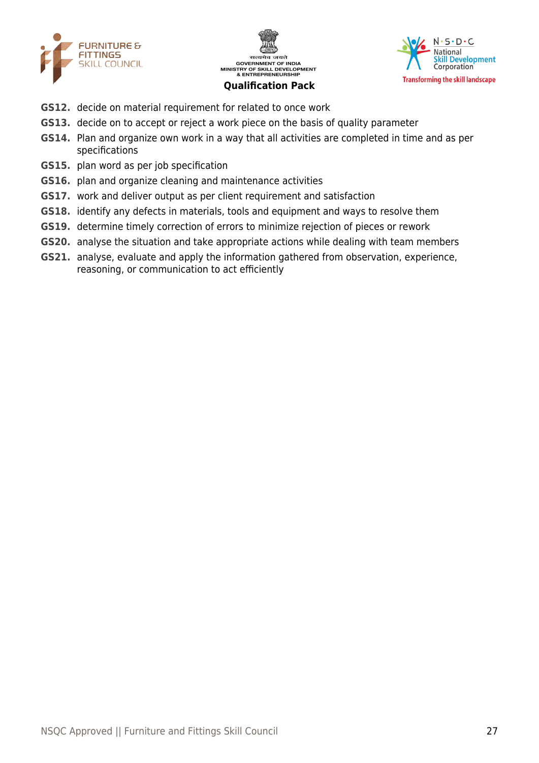**GS12.** decide on material requirement for related to once work

**GS13.** decide on to accept or reject a work piece on the basis of quality parameter

**GS14.** Plan and organize own work in a way that all activities are completed in time and as per specifications

**GS15.** plan word as per job specification

**GS16.** plan and organize cleaning and maintenance activities

**GS17.** work and deliver output as per client requirement and satisfaction

**GS18.** identify any defects in materials, tools and equipment and ways to resolve them

**GS19.** determine timely correction of errors to minimize rejection of pieces or rework

**GS20.** analyse the situation and take appropriate actions while dealing with team members

**GS21.** analyse, evaluate and apply the information gathered from observation, experience, reasoning, or communication to act efficiently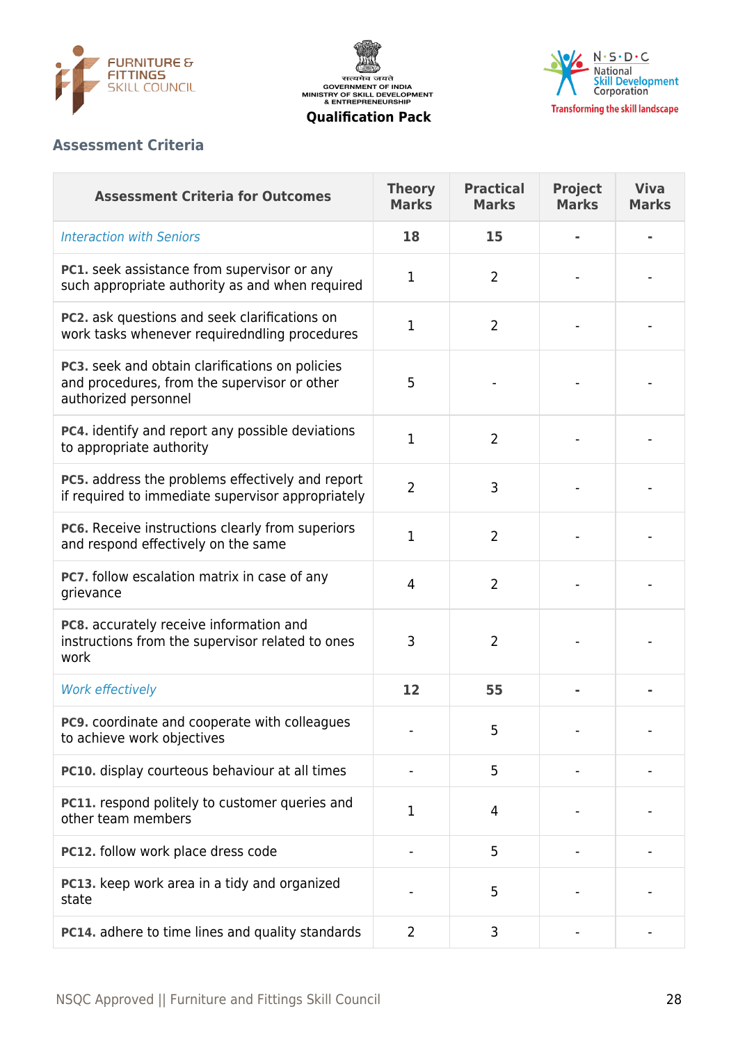## Assessment Criteria

| Assessment Criteria for Outcomes | Theory Marks | Practical Marks | Project Marks | Viva Marks |
|---|---|---|---|---|
| *Interaction with Seniors* | **18** | **15** | **-** | **-** |
| **PC1.** seek assistance from supervisor or any such appropriate authority as and when required | 1 | 2 | - | - |
| **PC2.** ask questions and seek clarifications on work tasks whenever requiredndling procedures | 1 | 2 | - | - |
| **PC3.** seek and obtain clarifications on policies and procedures, from the supervisor or other authorized personnel | 5 | - | - | - |
| **PC4.** identify and report any possible deviations to appropriate authority | 1 | 2 | - | - |
| **PC5.** address the problems effectively and report if required to immediate supervisor appropriately | 2 | 3 | - | - |
| **PC6.** Receive instructions clearly from superiors and respond effectively on the same | 1 | 2 | - | - |
| **PC7.** follow escalation matrix in case of any grievance | 4 | 2 | - | - |
| **PC8.** accurately receive information and instructions from the supervisor related to ones work | 3 | 2 | - | - |
| *Work effectively* | **12** | **55** | **-** | **-** |
| **PC9.** coordinate and cooperate with colleagues to achieve work objectives | - | 5 | - | - |
| **PC10.** display courteous behaviour at all times | - | 5 | - | - |
| **PC11.** respond politely to customer queries and other team members | 1 | 4 | - | - |
| **PC12.** follow work place dress code | - | 5 | - | - |
| **PC13.** keep work area in a tidy and organized state | - | 5 | - | - |
| **PC14.** adhere to time lines and quality standards | 2 | 3 | - | - |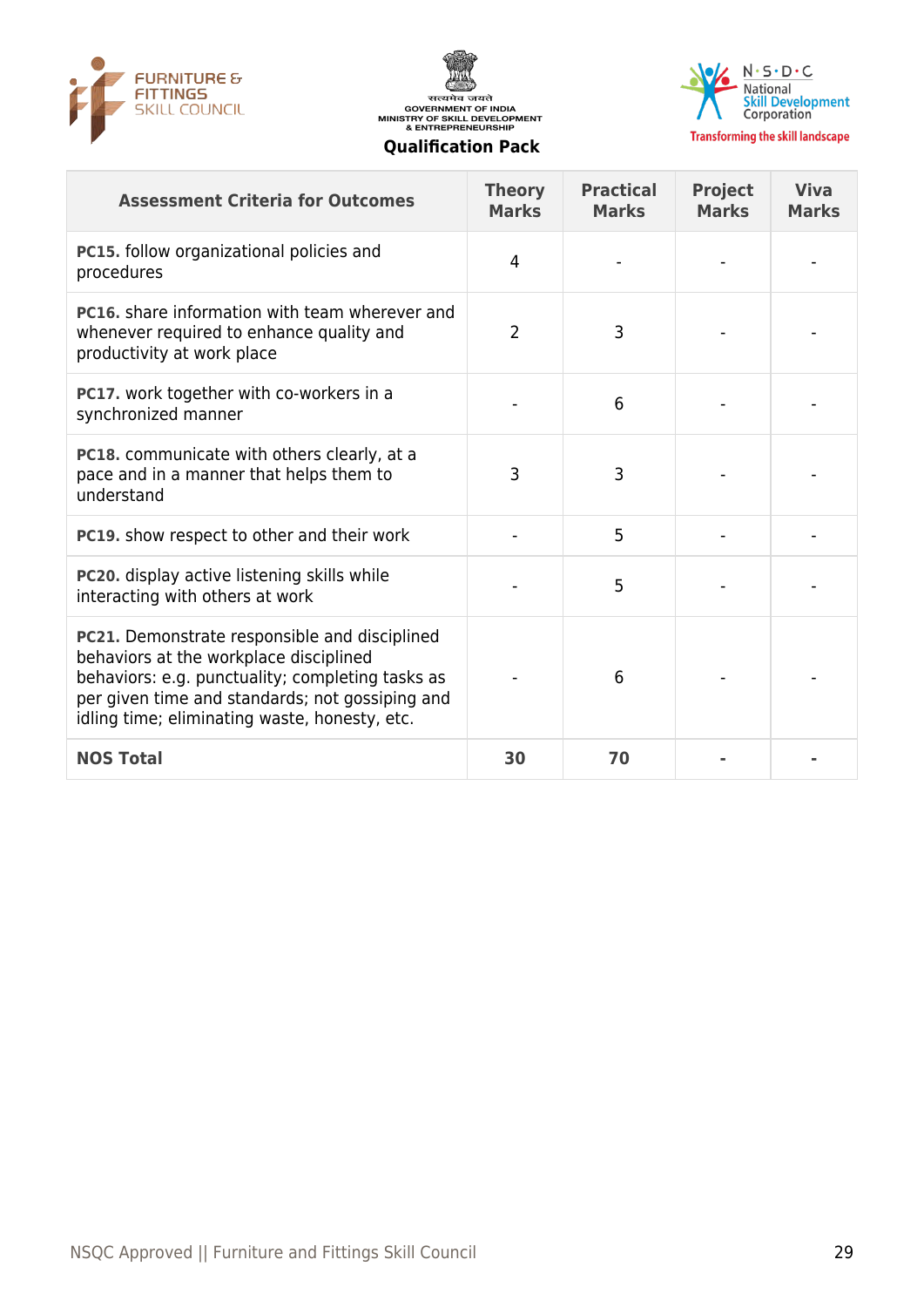| Assessment Criteria for Outcomes | Theory Marks | Practical Marks | Project Marks | Viva Marks |
|---|---|---|---|---|
| **PC15.** follow organizational policies and procedures | 4 | - | - | - |
| **PC16.** share information with team wherever and whenever required to enhance quality and productivity at work place | 2 | 3 | - | - |
| **PC17.** work together with co-workers in a synchronized manner | - | 6 | - | - |
| **PC18.** communicate with others clearly, at a pace and in a manner that helps them to understand | 3 | 3 | - | - |
| **PC19.** show respect to other and their work | - | 5 | - | - |
| **PC20.** display active listening skills while interacting with others at work | - | 5 | - | - |
| **PC21.** Demonstrate responsible and disciplined behaviors at the workplace disciplined behaviors: e.g. punctuality; completing tasks as per given time and standards; not gossiping and idling time; eliminating waste, honesty, etc. | - | 6 | - | - |
| **NOS Total** | **30** | **70** | **-** | **-** |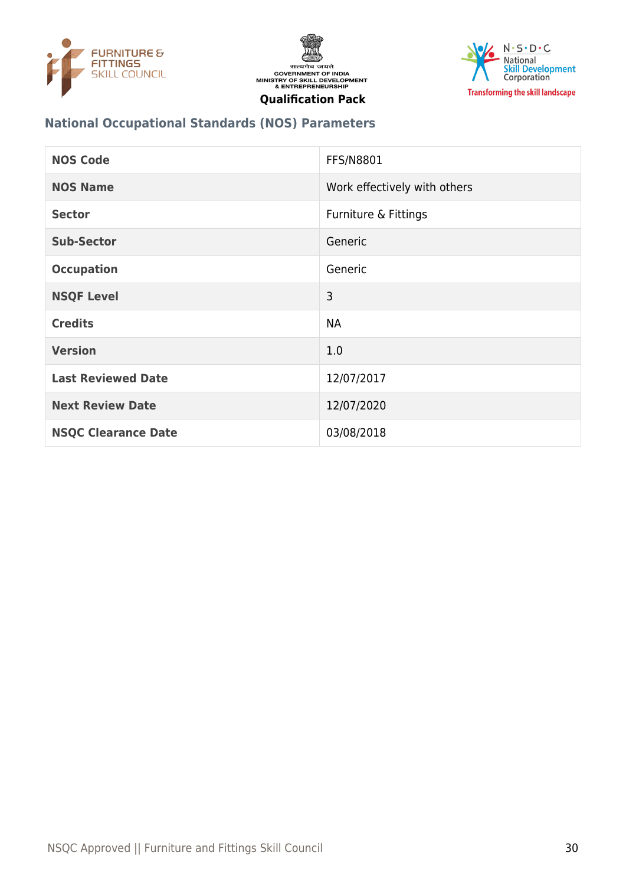## National Occupational Standards (NOS) Parameters

| NOS Code | FFS/N8801 |
| --- | --- |
| NOS Name | Work effectively with others |
| Sector | Furniture & Fittings |
| Sub-Sector | Generic |
| Occupation | Generic |
| NSQF Level | 3 |
| Credits | NA |
| Version | 1.0 |
| Last Reviewed Date | 12/07/2017 |
| Next Review Date | 12/07/2020 |
| NSQC Clearance Date | 03/08/2018 |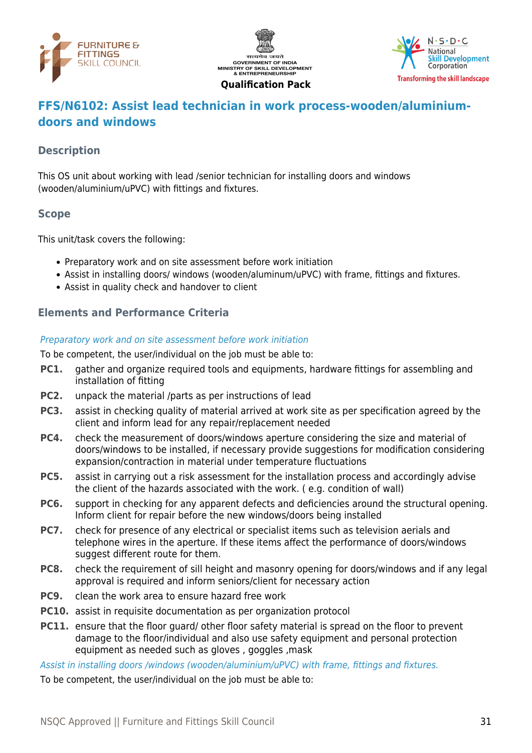## FFS/N6102: Assist lead technician in work process-wooden/aluminium-doors and windows

### Description

This OS unit about working with lead /senior technician for installing doors and windows (wooden/aluminium/uPVC) with fittings and fixtures.

### Scope

This unit/task covers the following:

- Preparatory work and on site assessment before work initiation
- Assist in installing doors/ windows (wooden/aluminum/uPVC) with frame, fittings and fixtures.
- Assist in quality check and handover to client

### Elements and Performance Criteria

*Preparatory work and on site assessment before work initiation*

To be competent, the user/individual on the job must be able to:

**PC1.** gather and organize required tools and equipments, hardware fittings for assembling and installation of fitting

**PC2.** unpack the material /parts as per instructions of lead

**PC3.** assist in checking quality of material arrived at work site as per specification agreed by the client and inform lead for any repair/replacement needed

**PC4.** check the measurement of doors/windows aperture considering the size and material of doors/windows to be installed, if necessary provide suggestions for modification considering expansion/contraction in material under temperature fluctuations

**PC5.** assist in carrying out a risk assessment for the installation process and accordingly advise the client of the hazards associated with the work. ( e.g. condition of wall)

**PC6.** support in checking for any apparent defects and deficiencies around the structural opening. Inform client for repair before the new windows/doors being installed

**PC7.** check for presence of any electrical or specialist items such as television aerials and telephone wires in the aperture. If these items affect the performance of doors/windows suggest different route for them.

**PC8.** check the requirement of sill height and masonry opening for doors/windows and if any legal approval is required and inform seniors/client for necessary action

**PC9.** clean the work area to ensure hazard free work

**PC10.** assist in requisite documentation as per organization protocol

**PC11.** ensure that the floor guard/ other floor safety material is spread on the floor to prevent damage to the floor/individual and also use safety equipment and personal protection equipment as needed such as gloves , goggles ,mask

*Assist in installing doors /windows (wooden/aluminium/uPVC) with frame, fittings and fixtures.*

To be competent, the user/individual on the job must be able to: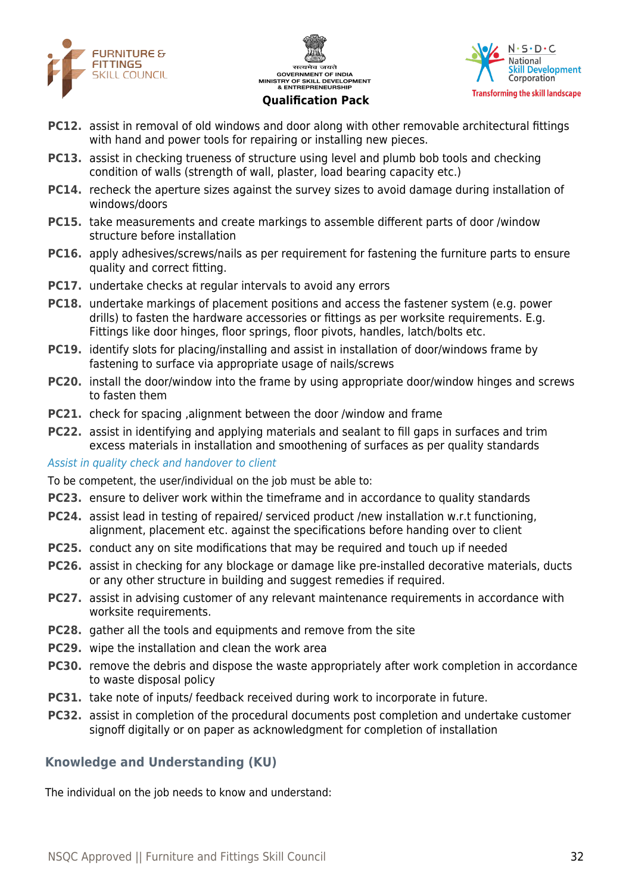**PC12.** assist in removal of old windows and door along with other removable architectural fittings with hand and power tools for repairing or installing new pieces.

**PC13.** assist in checking trueness of structure using level and plumb bob tools and checking condition of walls (strength of wall, plaster, load bearing capacity etc.)

**PC14.** recheck the aperture sizes against the survey sizes to avoid damage during installation of windows/doors

**PC15.** take measurements and create markings to assemble different parts of door /window structure before installation

**PC16.** apply adhesives/screws/nails as per requirement for fastening the furniture parts to ensure quality and correct fitting.

**PC17.** undertake checks at regular intervals to avoid any errors

**PC18.** undertake markings of placement positions and access the fastener system (e.g. power drills) to fasten the hardware accessories or fittings as per worksite requirements. E.g. Fittings like door hinges, floor springs, floor pivots, handles, latch/bolts etc.

**PC19.** identify slots for placing/installing and assist in installation of door/windows frame by fastening to surface via appropriate usage of nails/screws

**PC20.** install the door/window into the frame by using appropriate door/window hinges and screws to fasten them

**PC21.** check for spacing ,alignment between the door /window and frame

**PC22.** assist in identifying and applying materials and sealant to fill gaps in surfaces and trim excess materials in installation and smoothening of surfaces as per quality standards

*Assist in quality check and handover to client*

To be competent, the user/individual on the job must be able to:

**PC23.** ensure to deliver work within the timeframe and in accordance to quality standards

**PC24.** assist lead in testing of repaired/ serviced product /new installation w.r.t functioning, alignment, placement etc. against the specifications before handing over to client

**PC25.** conduct any on site modifications that may be required and touch up if needed

**PC26.** assist in checking for any blockage or damage like pre-installed decorative materials, ducts or any other structure in building and suggest remedies if required.

**PC27.** assist in advising customer of any relevant maintenance requirements in accordance with worksite requirements.

**PC28.** gather all the tools and equipments and remove from the site

**PC29.** wipe the installation and clean the work area

**PC30.** remove the debris and dispose the waste appropriately after work completion in accordance to waste disposal policy

**PC31.** take note of inputs/ feedback received during work to incorporate in future.

**PC32.** assist in completion of the procedural documents post completion and undertake customer signoff digitally or on paper as acknowledgment for completion of installation

## Knowledge and Understanding (KU)

The individual on the job needs to know and understand: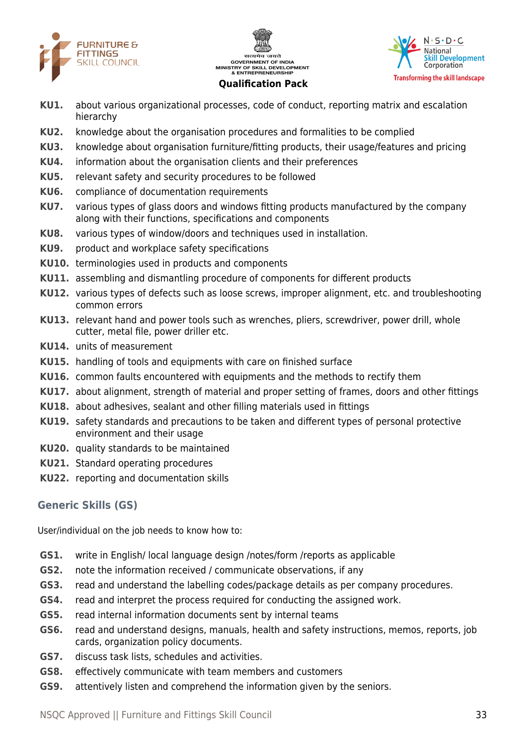**KU1.** about various organizational processes, code of conduct, reporting matrix and escalation hierarchy

**KU2.** knowledge about the organisation procedures and formalities to be complied

**KU3.** knowledge about organisation furniture/fitting products, their usage/features and pricing

**KU4.** information about the organisation clients and their preferences

**KU5.** relevant safety and security procedures to be followed

**KU6.** compliance of documentation requirements

**KU7.** various types of glass doors and windows fitting products manufactured by the company along with their functions, specifications and components

**KU8.** various types of window/doors and techniques used in installation.

**KU9.** product and workplace safety specifications

**KU10.** terminologies used in products and components

**KU11.** assembling and dismantling procedure of components for different products

**KU12.** various types of defects such as loose screws, improper alignment, etc. and troubleshooting common errors

**KU13.** relevant hand and power tools such as wrenches, pliers, screwdriver, power drill, whole cutter, metal file, power driller etc.

**KU14.** units of measurement

**KU15.** handling of tools and equipments with care on finished surface

**KU16.** common faults encountered with equipments and the methods to rectify them

**KU17.** about alignment, strength of material and proper setting of frames, doors and other fittings

**KU18.** about adhesives, sealant and other filling materials used in fittings

**KU19.** safety standards and precautions to be taken and different types of personal protective environment and their usage

**KU20.** quality standards to be maintained

**KU21.** Standard operating procedures

**KU22.** reporting and documentation skills

## Generic Skills (GS)

User/individual on the job needs to know how to:

**GS1.** write in English/ local language design /notes/form /reports as applicable

**GS2.** note the information received / communicate observations, if any

**GS3.** read and understand the labelling codes/package details as per company procedures.

**GS4.** read and interpret the process required for conducting the assigned work.

**GS5.** read internal information documents sent by internal teams

**GS6.** read and understand designs, manuals, health and safety instructions, memos, reports, job cards, organization policy documents.

**GS7.** discuss task lists, schedules and activities.

**GS8.** effectively communicate with team members and customers

**GS9.** attentively listen and comprehend the information given by the seniors.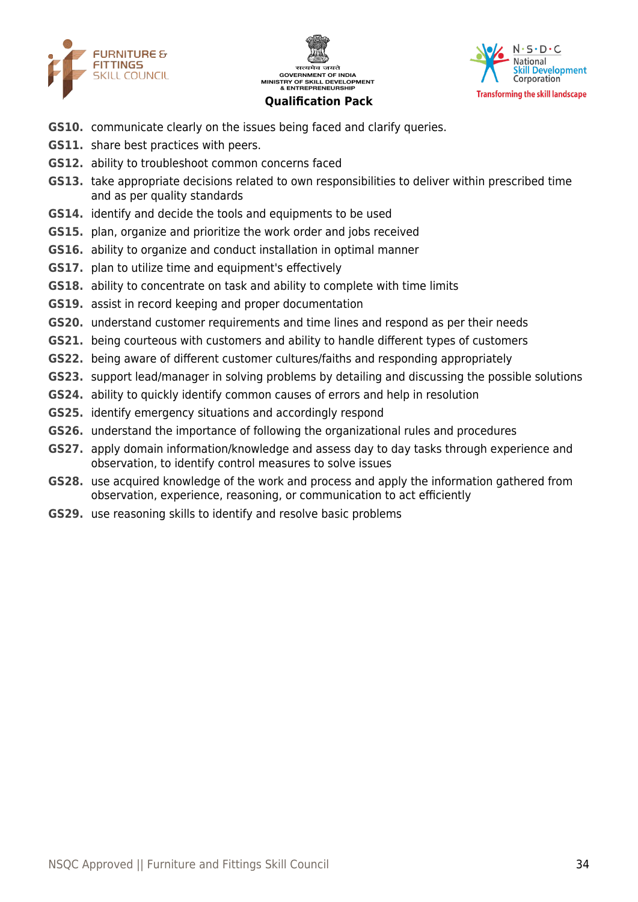**GS10.** communicate clearly on the issues being faced and clarify queries.

**GS11.** share best practices with peers.

**GS12.** ability to troubleshoot common concerns faced

**GS13.** take appropriate decisions related to own responsibilities to deliver within prescribed time and as per quality standards

**GS14.** identify and decide the tools and equipments to be used

**GS15.** plan, organize and prioritize the work order and jobs received

**GS16.** ability to organize and conduct installation in optimal manner

**GS17.** plan to utilize time and equipment's effectively

**GS18.** ability to concentrate on task and ability to complete with time limits

**GS19.** assist in record keeping and proper documentation

**GS20.** understand customer requirements and time lines and respond as per their needs

**GS21.** being courteous with customers and ability to handle different types of customers

**GS22.** being aware of different customer cultures/faiths and responding appropriately

**GS23.** support lead/manager in solving problems by detailing and discussing the possible solutions

**GS24.** ability to quickly identify common causes of errors and help in resolution

**GS25.** identify emergency situations and accordingly respond

**GS26.** understand the importance of following the organizational rules and procedures

**GS27.** apply domain information/knowledge and assess day to day tasks through experience and observation, to identify control measures to solve issues

**GS28.** use acquired knowledge of the work and process and apply the information gathered from observation, experience, reasoning, or communication to act efficiently

**GS29.** use reasoning skills to identify and resolve basic problems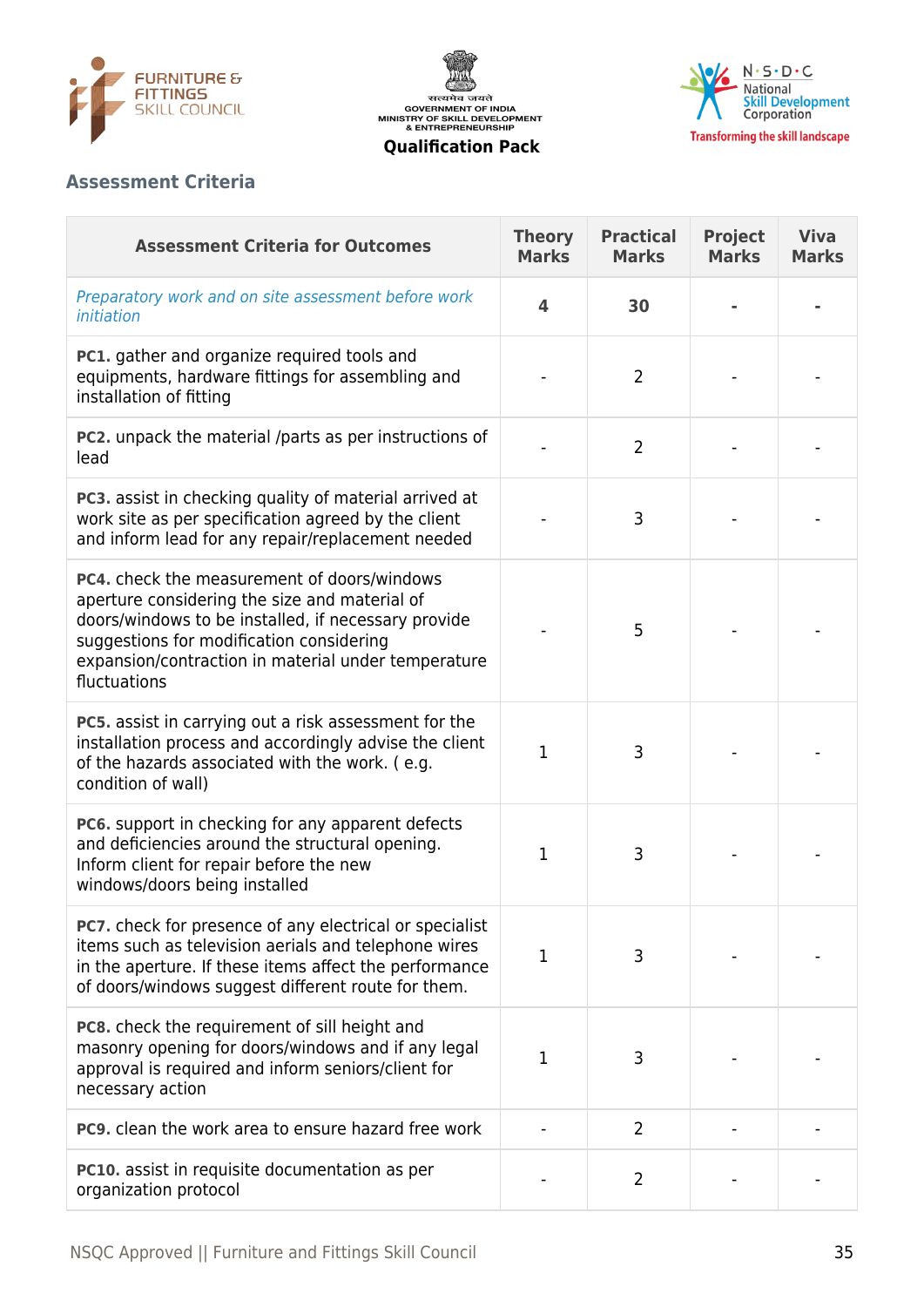## Assessment Criteria

| Assessment Criteria for Outcomes | Theory Marks | Practical Marks | Project Marks | Viva Marks |
|---|---|---|---|---|
| *Preparatory work and on site assessment before work initiation* | 4 | 30 | - | - |
| **PC1.** gather and organize required tools and equipments, hardware fittings for assembling and installation of fitting | - | 2 | - | - |
| **PC2.** unpack the material /parts as per instructions of lead | - | 2 | - | - |
| **PC3.** assist in checking quality of material arrived at work site as per specification agreed by the client and inform lead for any repair/replacement needed | - | 3 | - | - |
| **PC4.** check the measurement of doors/windows aperture considering the size and material of doors/windows to be installed, if necessary provide suggestions for modification considering expansion/contraction in material under temperature fluctuations | - | 5 | - | - |
| **PC5.** assist in carrying out a risk assessment for the installation process and accordingly advise the client of the hazards associated with the work. ( e.g. condition of wall) | 1 | 3 | - | - |
| **PC6.** support in checking for any apparent defects and deficiencies around the structural opening. Inform client for repair before the new windows/doors being installed | 1 | 3 | - | - |
| **PC7.** check for presence of any electrical or specialist items such as television aerials and telephone wires in the aperture. If these items affect the performance of doors/windows suggest different route for them. | 1 | 3 | - | - |
| **PC8.** check the requirement of sill height and masonry opening for doors/windows and if any legal approval is required and inform seniors/client for necessary action | 1 | 3 | - | - |
| **PC9.** clean the work area to ensure hazard free work | - | 2 | - | - |
| **PC10.** assist in requisite documentation as per organization protocol | - | 2 | - | - |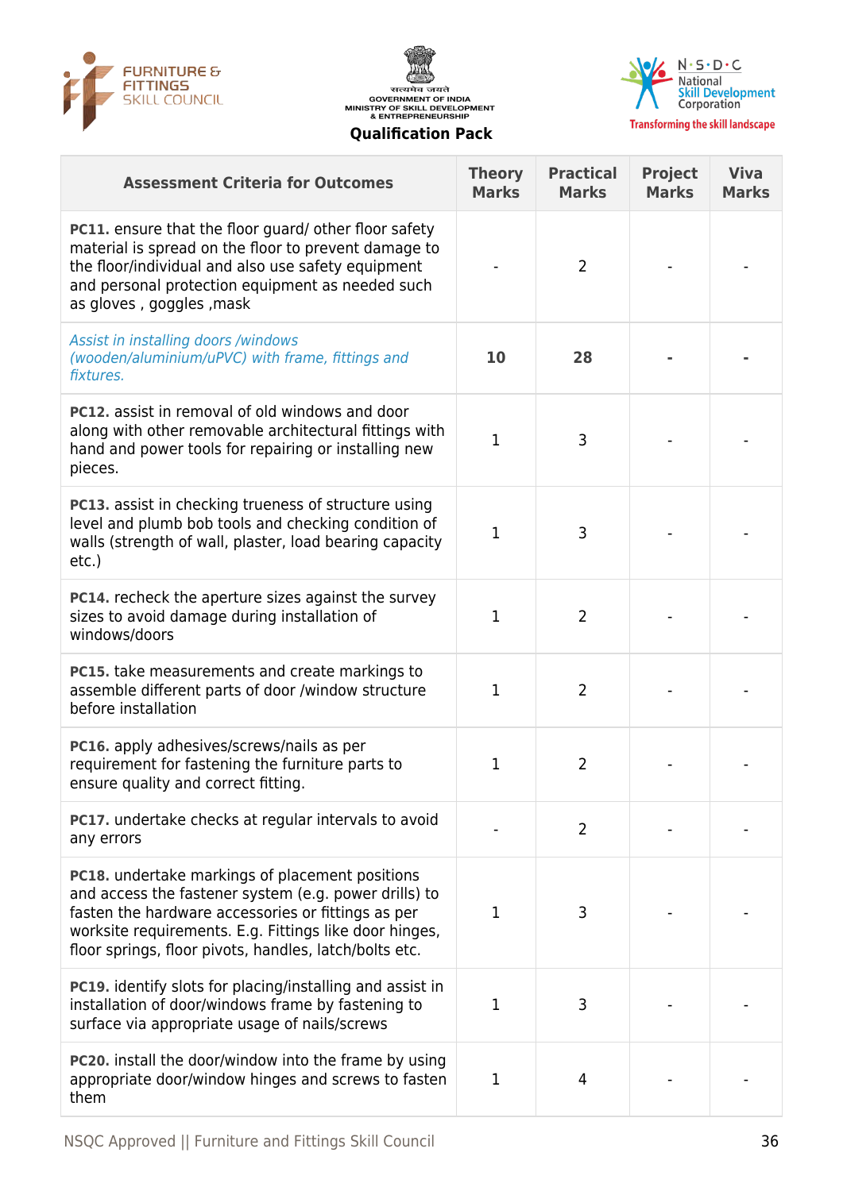| Assessment Criteria for Outcomes | Theory Marks | Practical Marks | Project Marks | Viva Marks |
|---|---|---|---|---|
| **PC11.** ensure that the floor guard/ other floor safety material is spread on the floor to prevent damage to the floor/individual and also use safety equipment and personal protection equipment as needed such as gloves , goggles ,mask | - | 2 | - | - |
| *Assist in installing doors /windows (wooden/aluminium/uPVC) with frame, fittings and fixtures.* | **10** | **28** | **-** | **-** |
| **PC12.** assist in removal of old windows and door along with other removable architectural fittings with hand and power tools for repairing or installing new pieces. | 1 | 3 | - | - |
| **PC13.** assist in checking trueness of structure using level and plumb bob tools and checking condition of walls (strength of wall, plaster, load bearing capacity etc.) | 1 | 3 | - | - |
| **PC14.** recheck the aperture sizes against the survey sizes to avoid damage during installation of windows/doors | 1 | 2 | - | - |
| **PC15.** take measurements and create markings to assemble different parts of door /window structure before installation | 1 | 2 | - | - |
| **PC16.** apply adhesives/screws/nails as per requirement for fastening the furniture parts to ensure quality and correct fitting. | 1 | 2 | - | - |
| **PC17.** undertake checks at regular intervals to avoid any errors | - | 2 | - | - |
| **PC18.** undertake markings of placement positions and access the fastener system (e.g. power drills) to fasten the hardware accessories or fittings as per worksite requirements. E.g. Fittings like door hinges, floor springs, floor pivots, handles, latch/bolts etc. | 1 | 3 | - | - |
| **PC19.** identify slots for placing/installing and assist in installation of door/windows frame by fastening to surface via appropriate usage of nails/screws | 1 | 3 | - | - |
| **PC20.** install the door/window into the frame by using appropriate door/window hinges and screws to fasten them | 1 | 4 | - | - |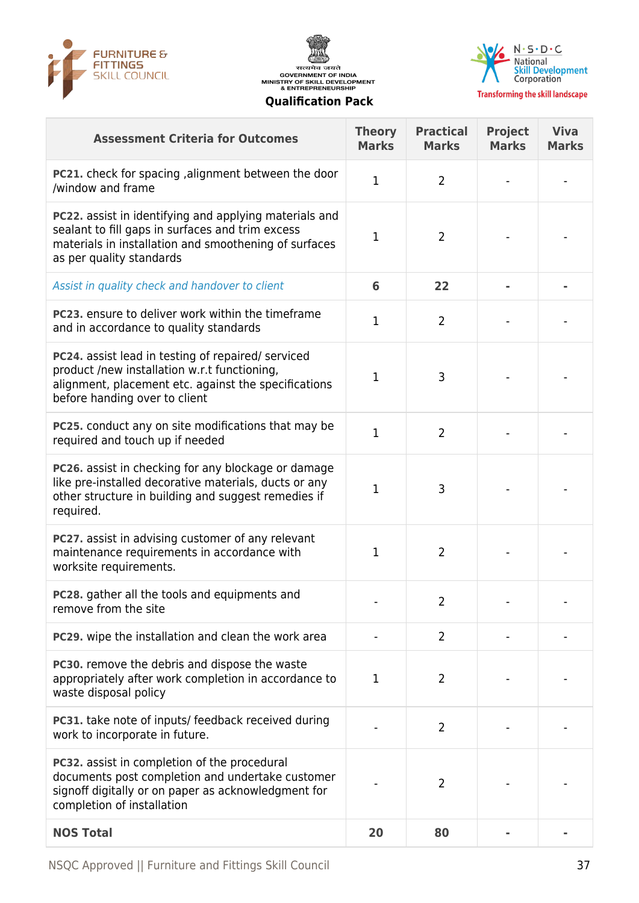| Assessment Criteria for Outcomes | Theory Marks | Practical Marks | Project Marks | Viva Marks |
|---|---|---|---|---|
| **PC21.** check for spacing ,alignment between the door /window and frame | 1 | 2 | - | - |
| **PC22.** assist in identifying and applying materials and sealant to fill gaps in surfaces and trim excess materials in installation and smoothening of surfaces as per quality standards | 1 | 2 | - | - |
| *Assist in quality check and handover to client* | **6** | **22** | **-** | **-** |
| **PC23.** ensure to deliver work within the timeframe and in accordance to quality standards | 1 | 2 | - | - |
| **PC24.** assist lead in testing of repaired/ serviced product /new installation w.r.t functioning, alignment, placement etc. against the specifications before handing over to client | 1 | 3 | - | - |
| **PC25.** conduct any on site modifications that may be required and touch up if needed | 1 | 2 | - | - |
| **PC26.** assist in checking for any blockage or damage like pre-installed decorative materials, ducts or any other structure in building and suggest remedies if required. | 1 | 3 | - | - |
| **PC27.** assist in advising customer of any relevant maintenance requirements in accordance with worksite requirements. | 1 | 2 | - | - |
| **PC28.** gather all the tools and equipments and remove from the site | - | 2 | - | - |
| **PC29.** wipe the installation and clean the work area | - | 2 | - | - |
| **PC30.** remove the debris and dispose the waste appropriately after work completion in accordance to waste disposal policy | 1 | 2 | - | - |
| **PC31.** take note of inputs/ feedback received during work to incorporate in future. | - | 2 | - | - |
| **PC32.** assist in completion of the procedural documents post completion and undertake customer signoff digitally or on paper as acknowledgment for completion of installation | - | 2 | - | - |
| **NOS Total** | **20** | **80** | **-** | **-** |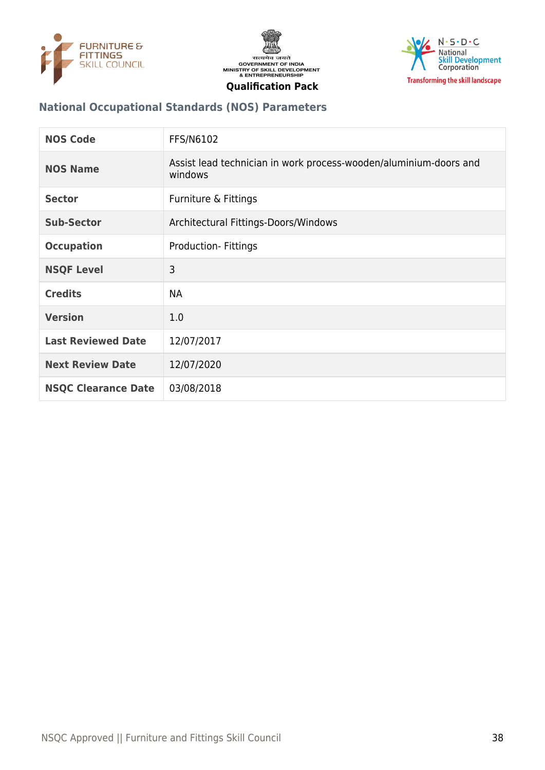## National Occupational Standards (NOS) Parameters

| NOS Code | FFS/N6102 |
|---|---|
| NOS Name | Assist lead technician in work process-wooden/aluminium-doors and windows |
| Sector | Furniture & Fittings |
| Sub-Sector | Architectural Fittings-Doors/Windows |
| Occupation | Production- Fittings |
| NSQF Level | 3 |
| Credits | NA |
| Version | 1.0 |
| Last Reviewed Date | 12/07/2017 |
| Next Review Date | 12/07/2020 |
| NSQC Clearance Date | 03/08/2018 |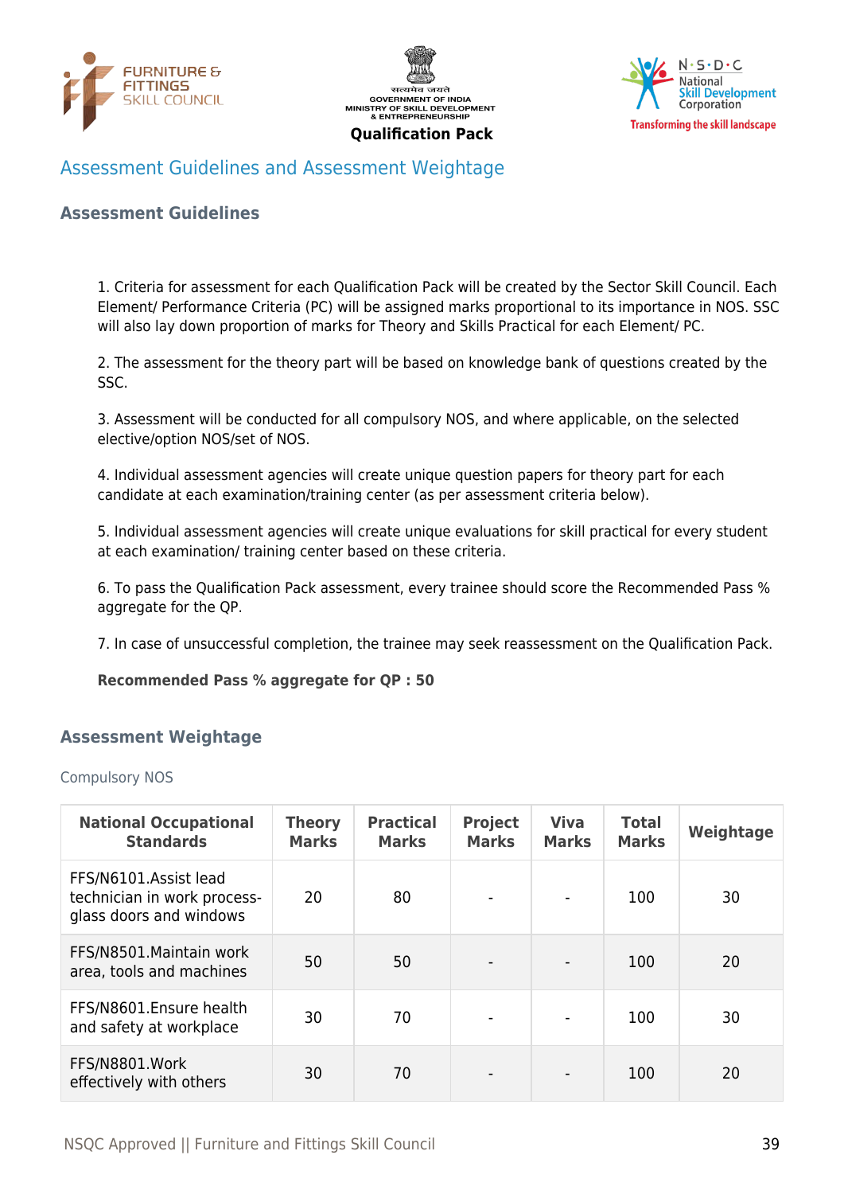## Assessment Guidelines and Assessment Weightage

### Assessment Guidelines

1. Criteria for assessment for each Qualification Pack will be created by the Sector Skill Council. Each Element/ Performance Criteria (PC) will be assigned marks proportional to its importance in NOS. SSC will also lay down proportion of marks for Theory and Skills Practical for each Element/ PC.

2. The assessment for the theory part will be based on knowledge bank of questions created by the SSC.

3. Assessment will be conducted for all compulsory NOS, and where applicable, on the selected elective/option NOS/set of NOS.

4. Individual assessment agencies will create unique question papers for theory part for each candidate at each examination/training center (as per assessment criteria below).

5. Individual assessment agencies will create unique evaluations for skill practical for every student at each examination/ training center based on these criteria.

6. To pass the Qualification Pack assessment, every trainee should score the Recommended Pass % aggregate for the QP.

7. In case of unsuccessful completion, the trainee may seek reassessment on the Qualification Pack.

**Recommended Pass % aggregate for QP : 50**

### Assessment Weightage

Compulsory NOS

| National Occupational Standards | Theory Marks | Practical Marks | Project Marks | Viva Marks | Total Marks | Weightage |
|---|---|---|---|---|---|---|
| FFS/N6101.Assist lead technician in work process-glass doors and windows | 20 | 80 | - | - | 100 | 30 |
| FFS/N8501.Maintain work area, tools and machines | 50 | 50 | - | - | 100 | 20 |
| FFS/N8601.Ensure health and safety at workplace | 30 | 70 | - | - | 100 | 30 |
| FFS/N8801.Work effectively with others | 30 | 70 | - | - | 100 | 20 |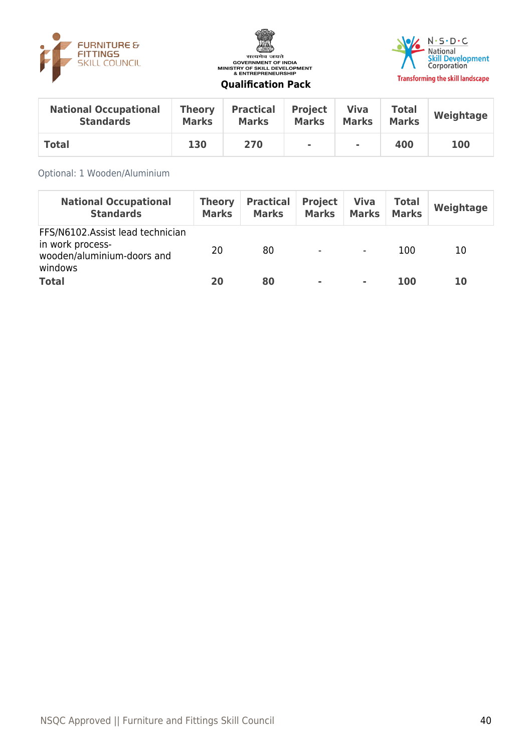| National Occupational Standards | Theory Marks | Practical Marks | Project Marks | Viva Marks | Total Marks | Weightage |
|---|---|---|---|---|---|---|
| **Total** | **130** | **270** | **-** | **-** | **400** | **100** |

Optional: 1 Wooden/Aluminium

| National Occupational Standards | Theory Marks | Practical Marks | Project Marks | Viva Marks | Total Marks | Weightage |
|---|---|---|---|---|---|---|
| FFS/N6102.Assist lead technician in work process-wooden/aluminium-doors and windows | 20 | 80 | - | - | 100 | 10 |
| **Total** | **20** | **80** | **-** | **-** | **100** | **10** |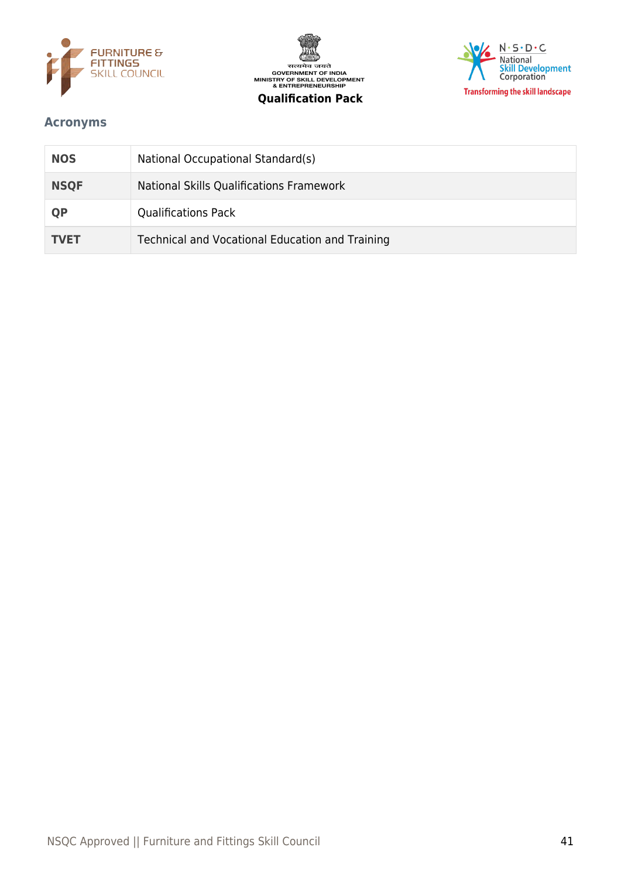## Acronyms

| | |
|---|---|
| **NOS** | National Occupational Standard(s) |
| **NSQF** | National Skills Qualifications Framework |
| **QP** | Qualifications Pack |
| **TVET** | Technical and Vocational Education and Training |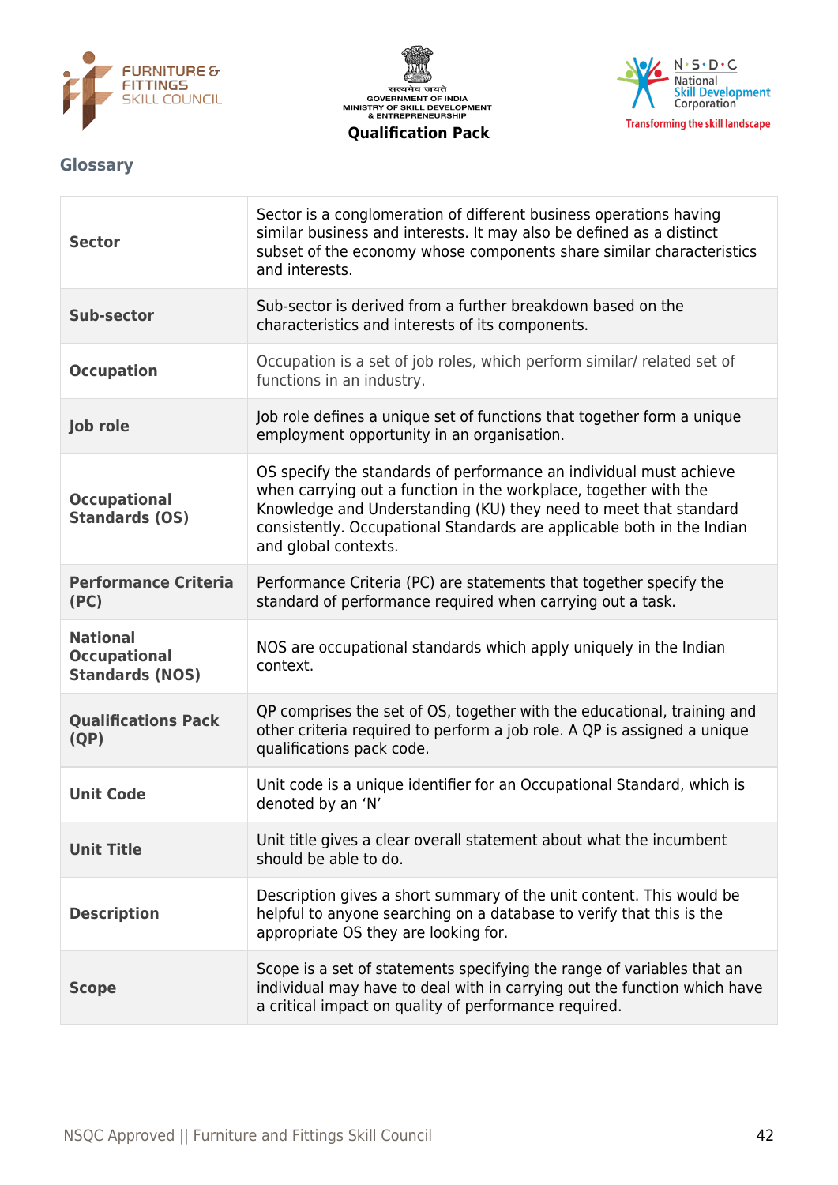## Glossary

| | |
|---|---|
| **Sector** | Sector is a conglomeration of different business operations having similar business and interests. It may also be defined as a distinct subset of the economy whose components share similar characteristics and interests. |
| **Sub-sector** | Sub-sector is derived from a further breakdown based on the characteristics and interests of its components. |
| **Occupation** | Occupation is a set of job roles, which perform similar/ related set of functions in an industry. |
| **Job role** | Job role defines a unique set of functions that together form a unique employment opportunity in an organisation. |
| **Occupational Standards (OS)** | OS specify the standards of performance an individual must achieve when carrying out a function in the workplace, together with the Knowledge and Understanding (KU) they need to meet that standard consistently. Occupational Standards are applicable both in the Indian and global contexts. |
| **Performance Criteria (PC)** | Performance Criteria (PC) are statements that together specify the standard of performance required when carrying out a task. |
| **National Occupational Standards (NOS)** | NOS are occupational standards which apply uniquely in the Indian context. |
| **Qualifications Pack (QP)** | QP comprises the set of OS, together with the educational, training and other criteria required to perform a job role. A QP is assigned a unique qualifications pack code. |
| **Unit Code** | Unit code is a unique identifier for an Occupational Standard, which is denoted by an 'N' |
| **Unit Title** | Unit title gives a clear overall statement about what the incumbent should be able to do. |
| **Description** | Description gives a short summary of the unit content. This would be helpful to anyone searching on a database to verify that this is the appropriate OS they are looking for. |
| **Scope** | Scope is a set of statements specifying the range of variables that an individual may have to deal with in carrying out the function which have a critical impact on quality of performance required. |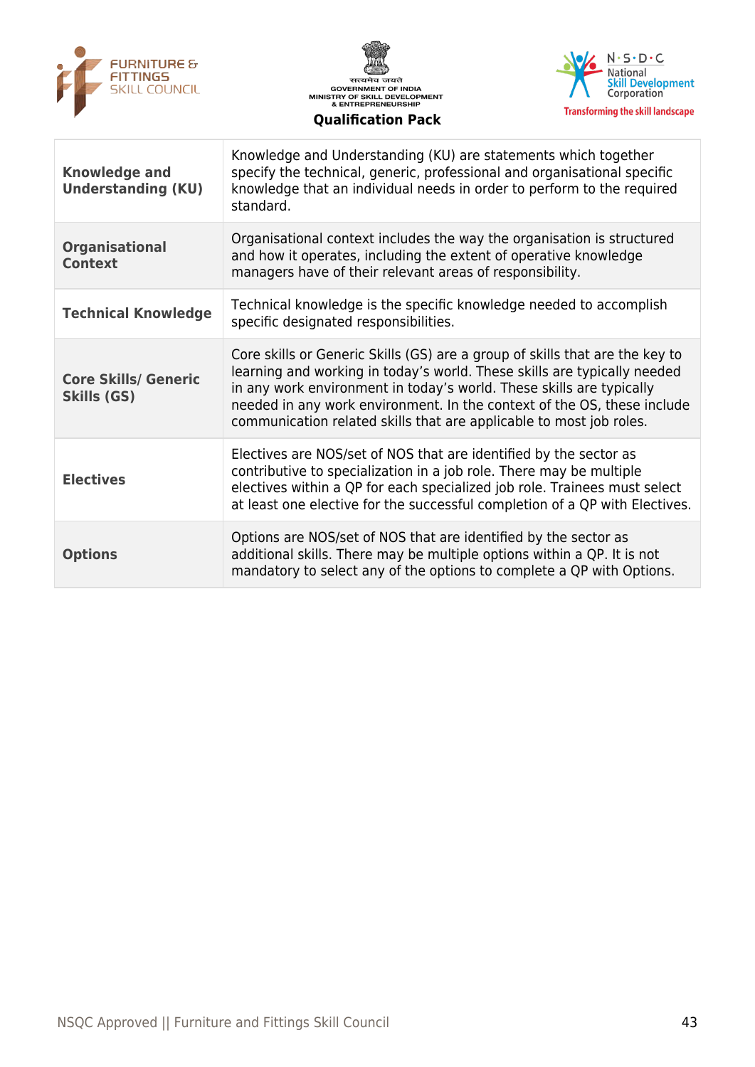| | |
|---|---|
| **Knowledge and Understanding (KU)** | Knowledge and Understanding (KU) are statements which together specify the technical, generic, professional and organisational specific knowledge that an individual needs in order to perform to the required standard. |
| **Organisational Context** | Organisational context includes the way the organisation is structured and how it operates, including the extent of operative knowledge managers have of their relevant areas of responsibility. |
| **Technical Knowledge** | Technical knowledge is the specific knowledge needed to accomplish specific designated responsibilities. |
| **Core Skills/ Generic Skills (GS)** | Core skills or Generic Skills (GS) are a group of skills that are the key to learning and working in today's world. These skills are typically needed in any work environment in today's world. These skills are typically needed in any work environment. In the context of the OS, these include communication related skills that are applicable to most job roles. |
| **Electives** | Electives are NOS/set of NOS that are identified by the sector as contributive to specialization in a job role. There may be multiple electives within a QP for each specialized job role. Trainees must select at least one elective for the successful completion of a QP with Electives. |
| **Options** | Options are NOS/set of NOS that are identified by the sector as additional skills. There may be multiple options within a QP. It is not mandatory to select any of the options to complete a QP with Options. |